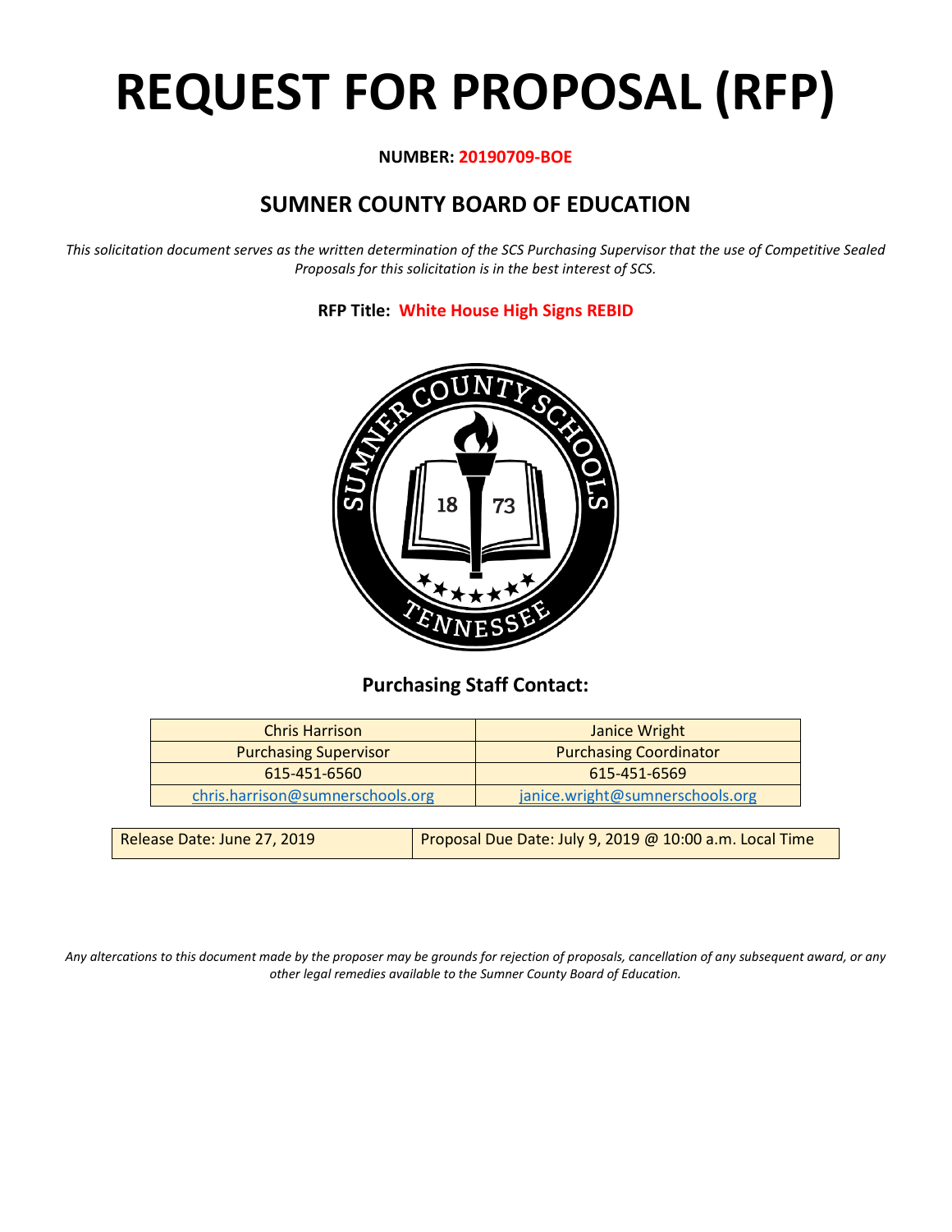# REQUEST FOR PROPOSAL (RFP)

**NUMBER: 20190709-BOE**

## SUMNER COUNTY BOARD OF EDUCATION

*This solicitation document serves as the written determination of the SCS Purchasing Supervisor that the use of Competitive Sealed Proposals for this solicitation is in the best interest of SCS.*

**RFP Title: White House High Signs REBID**

### Purchasing Staff Contact:

| Chris Harrison | Janice Wright |
|---|---|
| Purchasing Supervisor | Purchasing Coordinator |
| 615-451-6560 | 615-451-6569 |
| chris.harrison@sumnerschools.org | janice.wright@sumnerschools.org |

| Release Date: June 27, 2019 | Proposal Due Date: July 9, 2019 @ 10:00 a.m. Local Time |
|---|---|

*Any altercations to this document made by the proposer may be grounds for rejection of proposals, cancellation of any subsequent award, or any other legal remedies available to the Sumner County Board of Education.*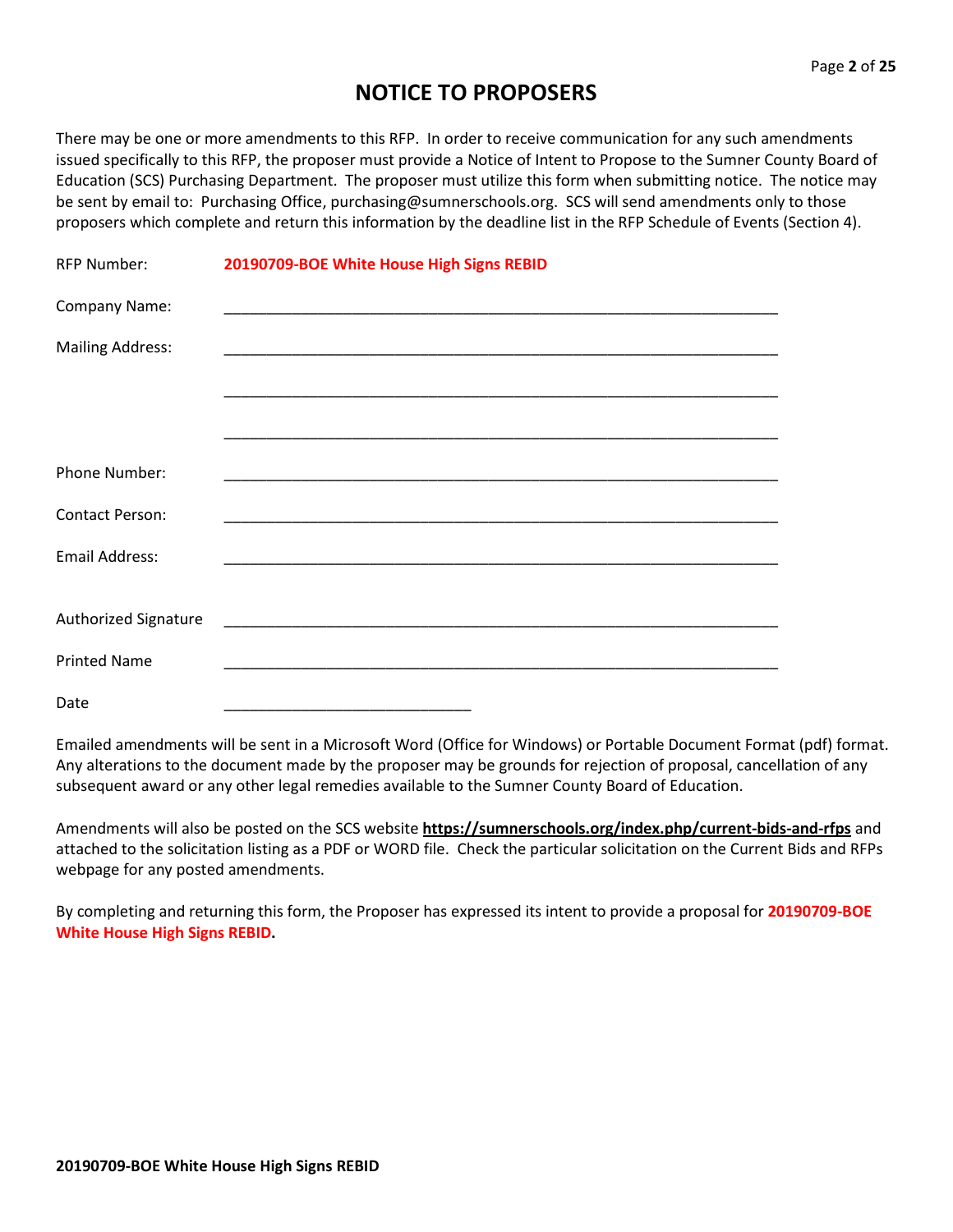# NOTICE TO PROPOSERS

There may be one or more amendments to this RFP. In order to receive communication for any such amendments issued specifically to this RFP, the proposer must provide a Notice of Intent to Propose to the Sumner County Board of Education (SCS) Purchasing Department. The proposer must utilize this form when submitting notice. The notice may be sent by email to: Purchasing Office, purchasing@sumnerschools.org. SCS will send amendments only to those proposers which complete and return this information by the deadline list in the RFP Schedule of Events (Section 4).

RFP Number: **20190709-BOE White House High Signs REBID**

Company Name: ____________________________________________________________________

Mailing Address: ____________________________________________________________________

____________________________________________________________________

____________________________________________________________________

Phone Number: ____________________________________________________________________

Contact Person: ____________________________________________________________________

Email Address: ____________________________________________________________________

Authorized Signature ____________________________________________________________________

Printed Name ____________________________________________________________________

Date ______________________________

Emailed amendments will be sent in a Microsoft Word (Office for Windows) or Portable Document Format (pdf) format. Any alterations to the document made by the proposer may be grounds for rejection of proposal, cancellation of any subsequent award or any other legal remedies available to the Sumner County Board of Education.

Amendments will also be posted on the SCS website **https://sumnerschools.org/index.php/current-bids-and-rfps** and attached to the solicitation listing as a PDF or WORD file. Check the particular solicitation on the Current Bids and RFPs webpage for any posted amendments.

By completing and returning this form, the Proposer has expressed its intent to provide a proposal for **20190709-BOE White House High Signs REBID.**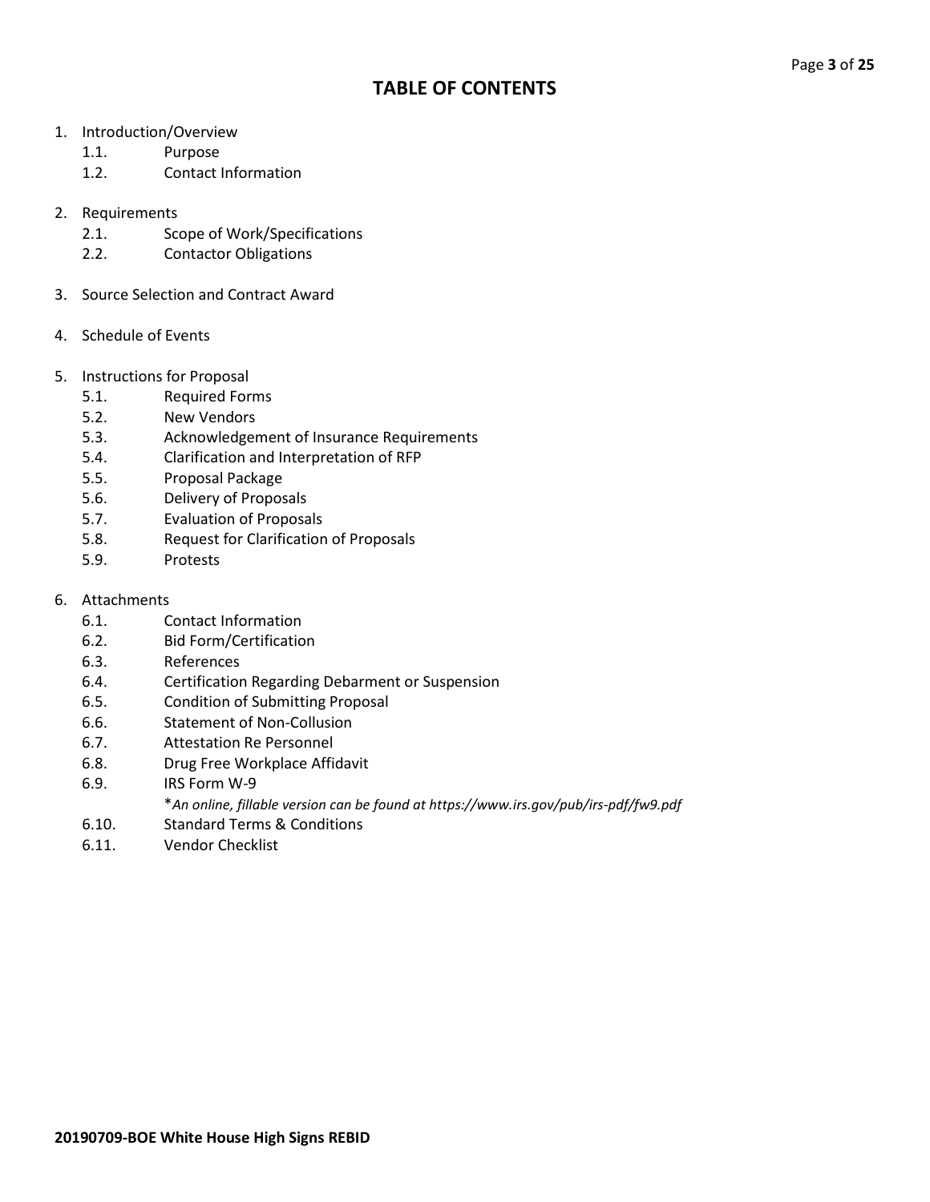# TABLE OF CONTENTS

1. Introduction/Overview
   - 1.1. Purpose
   - 1.2. Contact Information

2. Requirements
   - 2.1. Scope of Work/Specifications
   - 2.2. Contactor Obligations

3. Source Selection and Contract Award

4. Schedule of Events

5. Instructions for Proposal
   - 5.1. Required Forms
   - 5.2. New Vendors
   - 5.3. Acknowledgement of Insurance Requirements
   - 5.4. Clarification and Interpretation of RFP
   - 5.5. Proposal Package
   - 5.6. Delivery of Proposals
   - 5.7. Evaluation of Proposals
   - 5.8. Request for Clarification of Proposals
   - 5.9. Protests

6. Attachments
   - 6.1. Contact Information
   - 6.2. Bid Form/Certification
   - 6.3. References
   - 6.4. Certification Regarding Debarment or Suspension
   - 6.5. Condition of Submitting Proposal
   - 6.6. Statement of Non-Collusion
   - 6.7. Attestation Re Personnel
   - 6.8. Drug Free Workplace Affidavit
   - 6.9. IRS Form W-9

     *\*An online, fillable version can be found at https://www.irs.gov/pub/irs-pdf/fw9.pdf*
   - 6.10. Standard Terms & Conditions
   - 6.11. Vendor Checklist

**20190709-BOE White House High Signs REBID**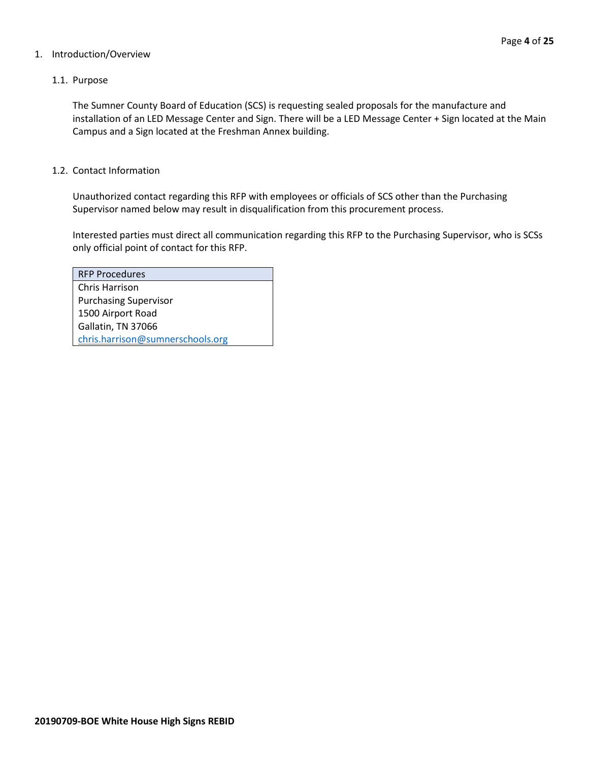# 1. Introduction/Overview

## 1.1. Purpose

The Sumner County Board of Education (SCS) is requesting sealed proposals for the manufacture and installation of an LED Message Center and Sign. There will be a LED Message Center + Sign located at the Main Campus and a Sign located at the Freshman Annex building.

## 1.2. Contact Information

Unauthorized contact regarding this RFP with employees or officials of SCS other than the Purchasing Supervisor named below may result in disqualification from this procurement process.

Interested parties must direct all communication regarding this RFP to the Purchasing Supervisor, who is SCSs only official point of contact for this RFP.

| RFP Procedures |
| --- |
| Chris Harrison |
| Purchasing Supervisor |
| 1500 Airport Road |
| Gallatin, TN 37066 |
| chris.harrison@sumnerschools.org |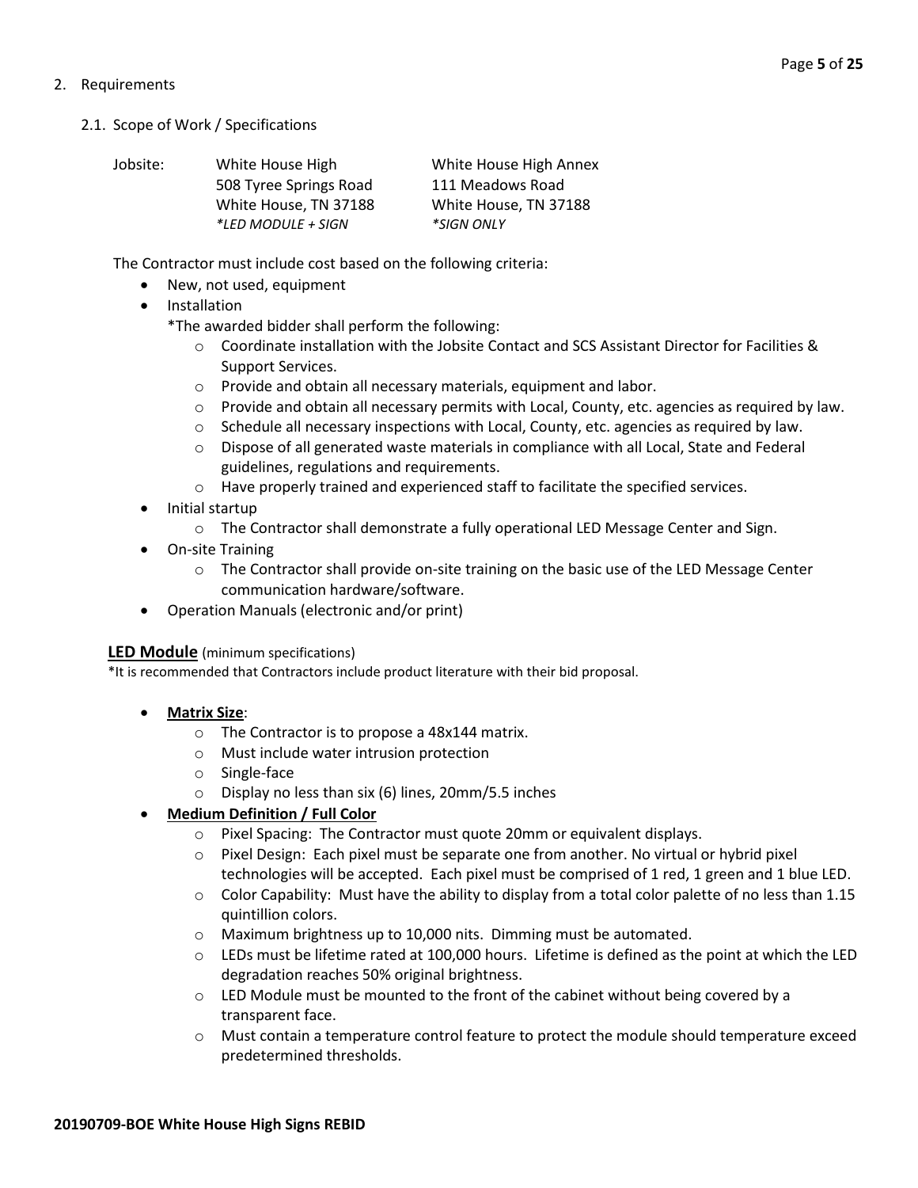2. Requirements

2.1. Scope of Work / Specifications

| Jobsite: | White House High | White House High Annex |
|---|---|---|
| | 508 Tyree Springs Road | 111 Meadows Road |
| | White House, TN 37188 | White House, TN 37188 |
| | *\*LED MODULE + SIGN* | *\*SIGN ONLY* |

The Contractor must include cost based on the following criteria:

- New, not used, equipment
- Installation
  *The awarded bidder shall perform the following:
  - Coordinate installation with the Jobsite Contact and SCS Assistant Director for Facilities & Support Services.
  - Provide and obtain all necessary materials, equipment and labor.
  - Provide and obtain all necessary permits with Local, County, etc. agencies as required by law.
  - Schedule all necessary inspections with Local, County, etc. agencies as required by law.
  - Dispose of all generated waste materials in compliance with all Local, State and Federal guidelines, regulations and requirements.
  - Have properly trained and experienced staff to facilitate the specified services.
- Initial startup
  - The Contractor shall demonstrate a fully operational LED Message Center and Sign.
- On-site Training
  - The Contractor shall provide on-site training on the basic use of the LED Message Center communication hardware/software.
- Operation Manuals (electronic and/or print)

**LED Module** (minimum specifications)

*It is recommended that Contractors include product literature with their bid proposal.

- **Matrix Size**:
  - The Contractor is to propose a 48x144 matrix.
  - Must include water intrusion protection
  - Single-face
  - Display no less than six (6) lines, 20mm/5.5 inches
- **Medium Definition / Full Color**
  - Pixel Spacing: The Contractor must quote 20mm or equivalent displays.
  - Pixel Design: Each pixel must be separate one from another. No virtual or hybrid pixel technologies will be accepted. Each pixel must be comprised of 1 red, 1 green and 1 blue LED.
  - Color Capability: Must have the ability to display from a total color palette of no less than 1.15 quintillion colors.
  - Maximum brightness up to 10,000 nits. Dimming must be automated.
  - LEDs must be lifetime rated at 100,000 hours. Lifetime is defined as the point at which the LED degradation reaches 50% original brightness.
  - LED Module must be mounted to the front of the cabinet without being covered by a transparent face.
  - Must contain a temperature control feature to protect the module should temperature exceed predetermined thresholds.

**20190709-BOE White House High Signs REBID**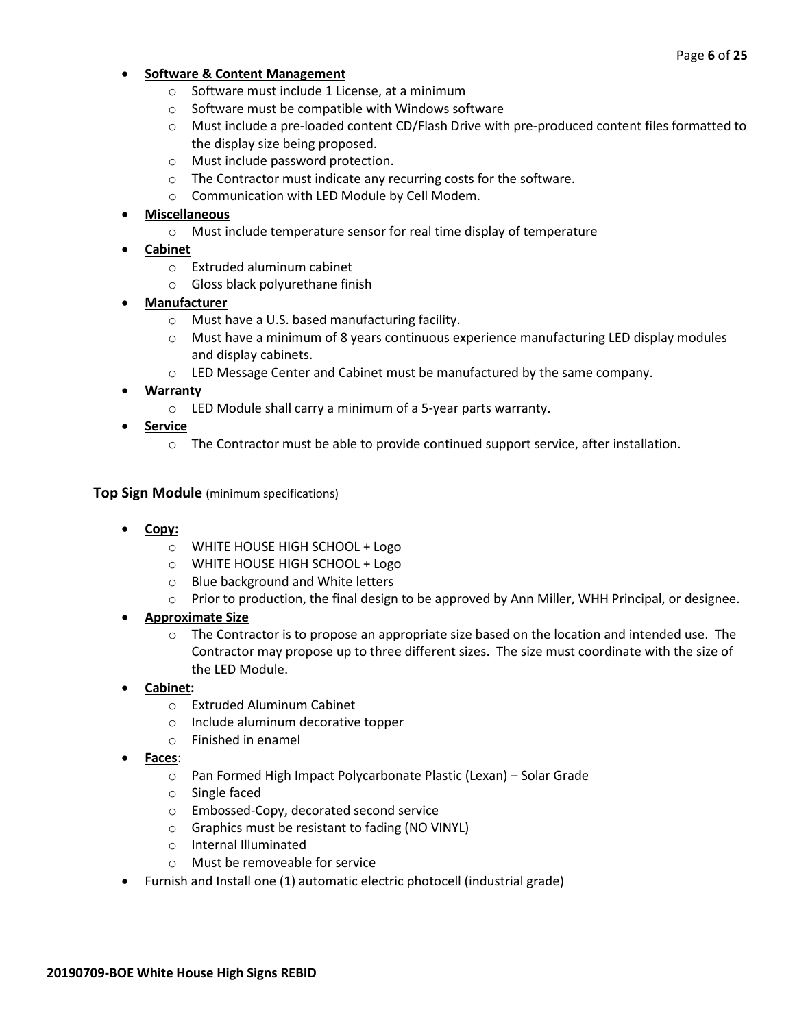- **Software & Content Management**
  - Software must include 1 License, at a minimum
  - Software must be compatible with Windows software
  - Must include a pre-loaded content CD/Flash Drive with pre-produced content files formatted to the display size being proposed.
  - Must include password protection.
  - The Contractor must indicate any recurring costs for the software.
  - Communication with LED Module by Cell Modem.
- **Miscellaneous**
  - Must include temperature sensor for real time display of temperature
- **Cabinet**
  - Extruded aluminum cabinet
  - Gloss black polyurethane finish
- **Manufacturer**
  - Must have a U.S. based manufacturing facility.
  - Must have a minimum of 8 years continuous experience manufacturing LED display modules and display cabinets.
  - LED Message Center and Cabinet must be manufactured by the same company.
- **Warranty**
  - LED Module shall carry a minimum of a 5-year parts warranty.
- **Service**
  - The Contractor must be able to provide continued support service, after installation.

**Top Sign Module** (minimum specifications)

- **Copy:**
  - WHITE HOUSE HIGH SCHOOL + Logo
  - WHITE HOUSE HIGH SCHOOL + Logo
  - Blue background and White letters
  - Prior to production, the final design to be approved by Ann Miller, WHH Principal, or designee.
- **Approximate Size**
  - The Contractor is to propose an appropriate size based on the location and intended use. The Contractor may propose up to three different sizes. The size must coordinate with the size of the LED Module.
- **Cabinet:**
  - Extruded Aluminum Cabinet
  - Include aluminum decorative topper
  - Finished in enamel
- **Faces**:
  - Pan Formed High Impact Polycarbonate Plastic (Lexan) – Solar Grade
  - Single faced
  - Embossed-Copy, decorated second service
  - Graphics must be resistant to fading (NO VINYL)
  - Internal Illuminated
  - Must be removeable for service
- Furnish and Install one (1) automatic electric photocell (industrial grade)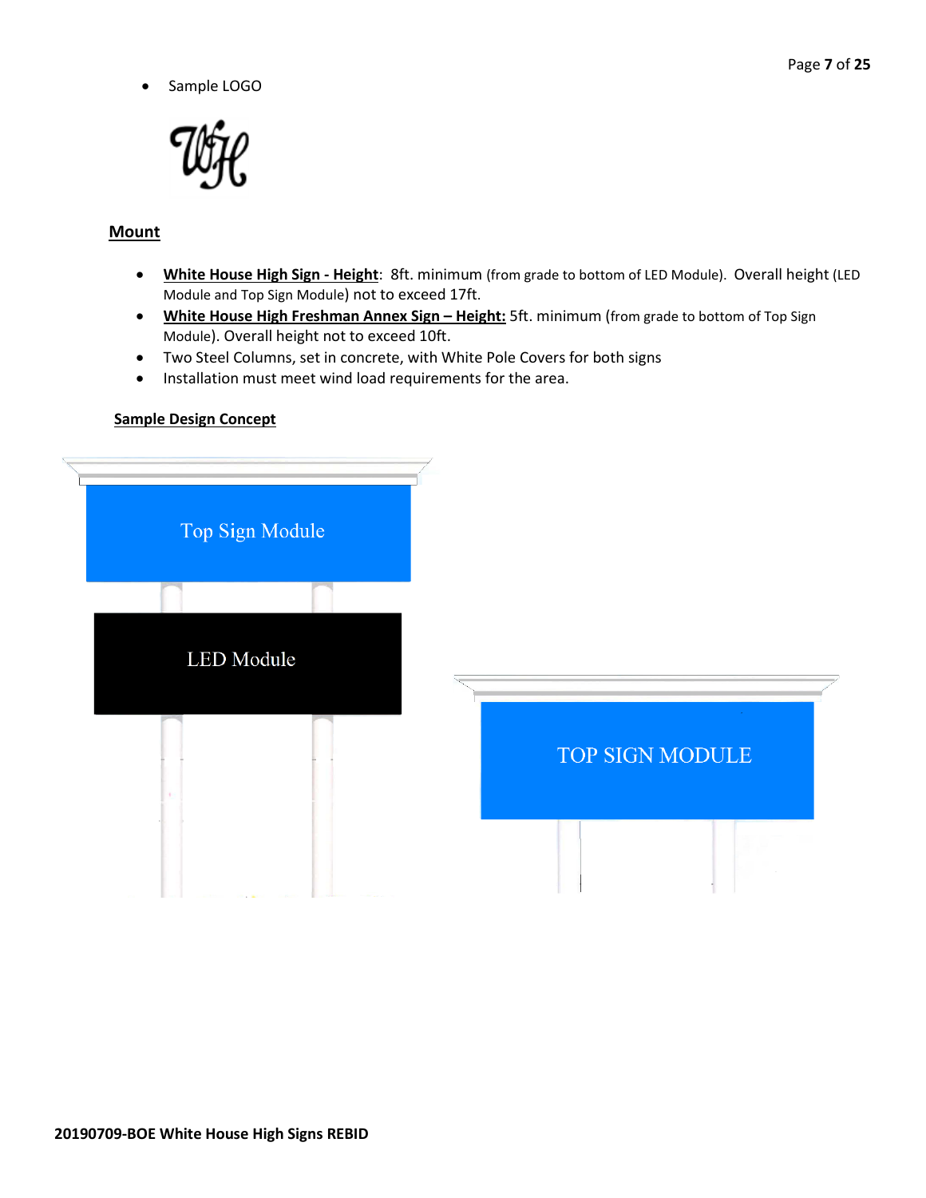- Sample LOGO

## Mount

- **White House High Sign - Height**: 8ft. minimum (from grade to bottom of LED Module). Overall height (LED Module and Top Sign Module) not to exceed 17ft.
- **White House High Freshman Annex Sign – Height:** 5ft. minimum (from grade to bottom of Top Sign Module). Overall height not to exceed 10ft.
- Two Steel Columns, set in concrete, with White Pole Covers for both signs
- Installation must meet wind load requirements for the area.

**Sample Design Concept**

Top Sign Module

LED Module

TOP SIGN MODULE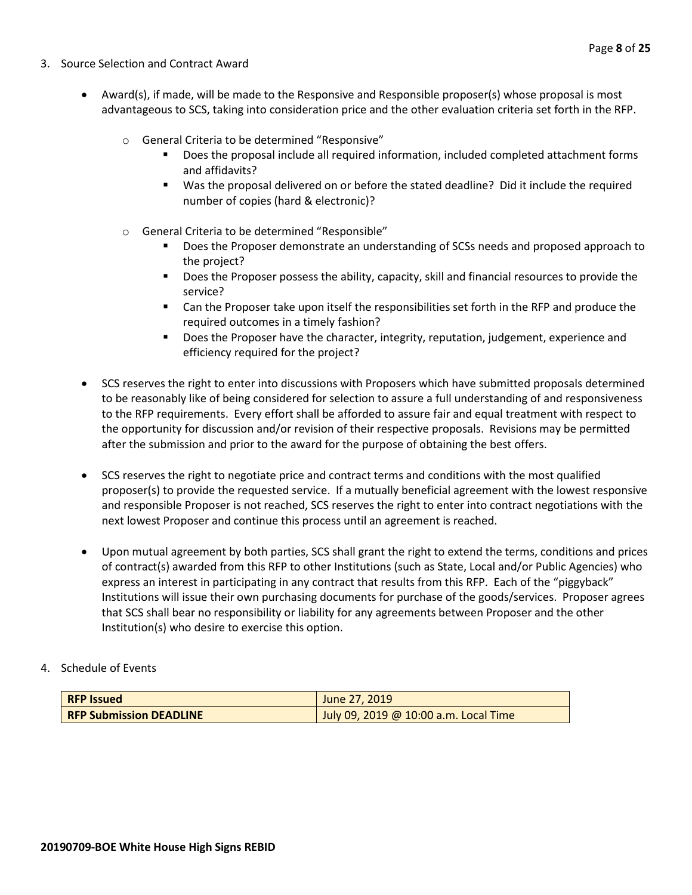3. Source Selection and Contract Award

   - Award(s), if made, will be made to the Responsive and Responsible proposer(s) whose proposal is most advantageous to SCS, taking into consideration price and the other evaluation criteria set forth in the RFP.

     - General Criteria to be determined "Responsive"
       - Does the proposal include all required information, included completed attachment forms and affidavits?
       - Was the proposal delivered on or before the stated deadline? Did it include the required number of copies (hard & electronic)?

     - General Criteria to be determined "Responsible"
       - Does the Proposer demonstrate an understanding of SCSs needs and proposed approach to the project?
       - Does the Proposer possess the ability, capacity, skill and financial resources to provide the service?
       - Can the Proposer take upon itself the responsibilities set forth in the RFP and produce the required outcomes in a timely fashion?
       - Does the Proposer have the character, integrity, reputation, judgement, experience and efficiency required for the project?

   - SCS reserves the right to enter into discussions with Proposers which have submitted proposals determined to be reasonably like of being considered for selection to assure a full understanding of and responsiveness to the RFP requirements. Every effort shall be afforded to assure fair and equal treatment with respect to the opportunity for discussion and/or revision of their respective proposals. Revisions may be permitted after the submission and prior to the award for the purpose of obtaining the best offers.

   - SCS reserves the right to negotiate price and contract terms and conditions with the most qualified proposer(s) to provide the requested service. If a mutually beneficial agreement with the lowest responsive and responsible Proposer is not reached, SCS reserves the right to enter into contract negotiations with the next lowest Proposer and continue this process until an agreement is reached.

   - Upon mutual agreement by both parties, SCS shall grant the right to extend the terms, conditions and prices of contract(s) awarded from this RFP to other Institutions (such as State, Local and/or Public Agencies) who express an interest in participating in any contract that results from this RFP. Each of the "piggyback" Institutions will issue their own purchasing documents for purchase of the goods/services. Proposer agrees that SCS shall bear no responsibility or liability for any agreements between Proposer and the other Institution(s) who desire to exercise this option.

4. Schedule of Events

| **RFP Issued** | June 27, 2019 |
|---|---|
| **RFP Submission DEADLINE** | July 09, 2019 @ 10:00 a.m. Local Time |

**20190709-BOE White House High Signs REBID**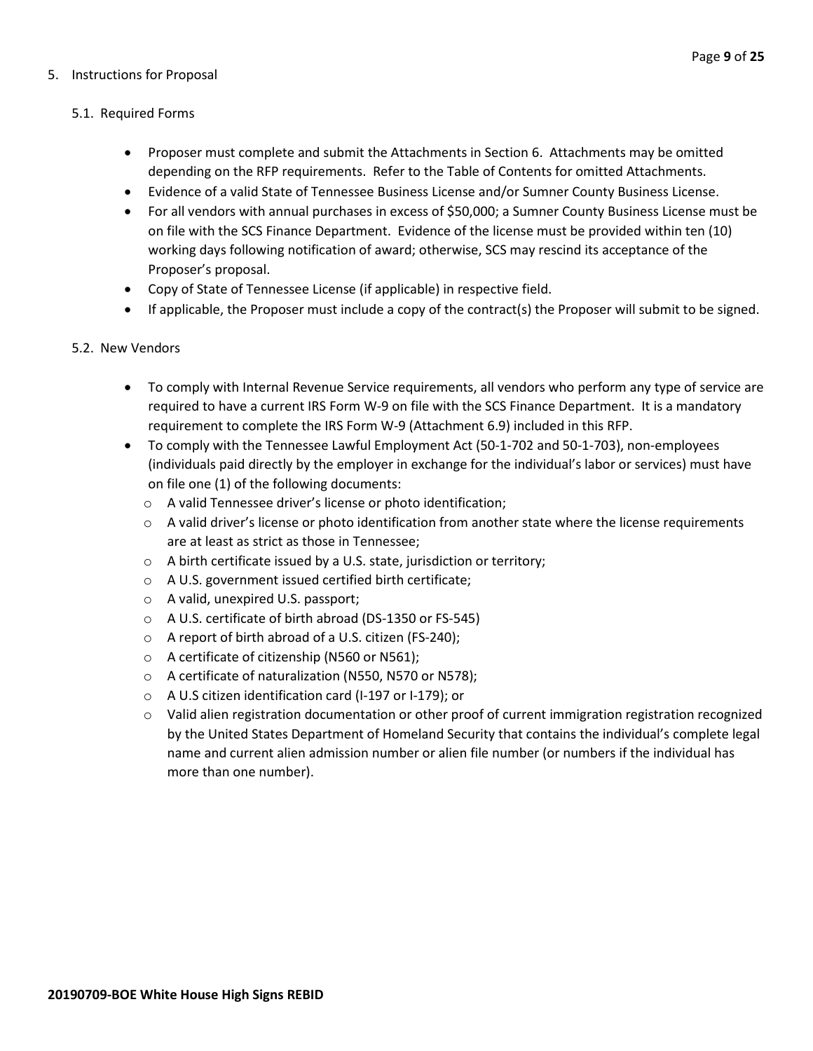5. Instructions for Proposal

   5.1. Required Forms

   - Proposer must complete and submit the Attachments in Section 6. Attachments may be omitted depending on the RFP requirements. Refer to the Table of Contents for omitted Attachments.
   - Evidence of a valid State of Tennessee Business License and/or Sumner County Business License.
   - For all vendors with annual purchases in excess of $50,000; a Sumner County Business License must be on file with the SCS Finance Department. Evidence of the license must be provided within ten (10) working days following notification of award; otherwise, SCS may rescind its acceptance of the Proposer's proposal.
   - Copy of State of Tennessee License (if applicable) in respective field.
   - If applicable, the Proposer must include a copy of the contract(s) the Proposer will submit to be signed.

   5.2. New Vendors

   - To comply with Internal Revenue Service requirements, all vendors who perform any type of service are required to have a current IRS Form W-9 on file with the SCS Finance Department. It is a mandatory requirement to complete the IRS Form W-9 (Attachment 6.9) included in this RFP.
   - To comply with the Tennessee Lawful Employment Act (50-1-702 and 50-1-703), non-employees (individuals paid directly by the employer in exchange for the individual's labor or services) must have on file one (1) of the following documents:
     - A valid Tennessee driver's license or photo identification;
     - A valid driver's license or photo identification from another state where the license requirements are at least as strict as those in Tennessee;
     - A birth certificate issued by a U.S. state, jurisdiction or territory;
     - A U.S. government issued certified birth certificate;
     - A valid, unexpired U.S. passport;
     - A U.S. certificate of birth abroad (DS-1350 or FS-545)
     - A report of birth abroad of a U.S. citizen (FS-240);
     - A certificate of citizenship (N560 or N561);
     - A certificate of naturalization (N550, N570 or N578);
     - A U.S citizen identification card (I-197 or I-179); or
     - Valid alien registration documentation or other proof of current immigration registration recognized by the United States Department of Homeland Security that contains the individual's complete legal name and current alien admission number or alien file number (or numbers if the individual has more than one number).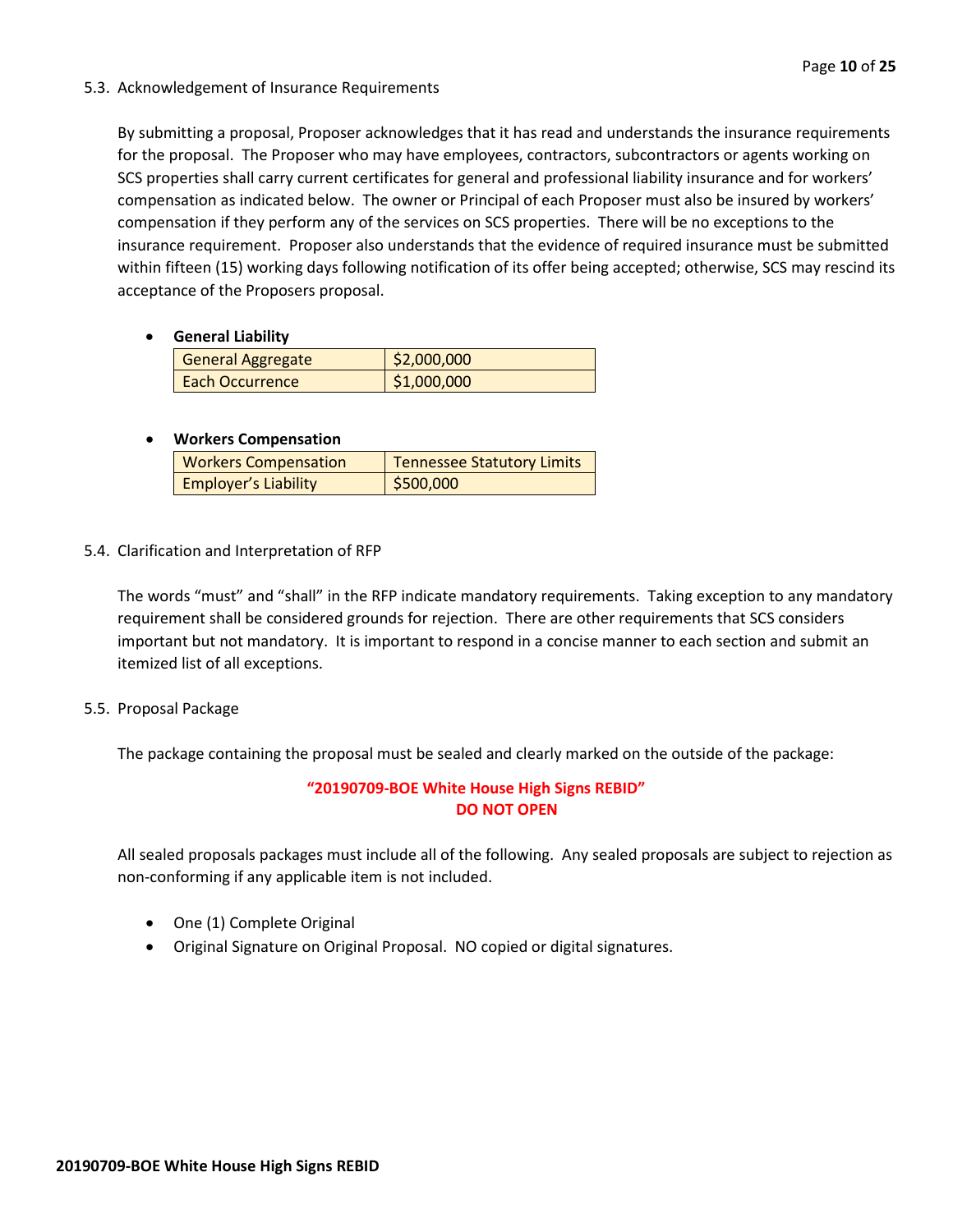### 5.3. Acknowledgement of Insurance Requirements

By submitting a proposal, Proposer acknowledges that it has read and understands the insurance requirements for the proposal. The Proposer who may have employees, contractors, subcontractors or agents working on SCS properties shall carry current certificates for general and professional liability insurance and for workers' compensation as indicated below. The owner or Principal of each Proposer must also be insured by workers' compensation if they perform any of the services on SCS properties. There will be no exceptions to the insurance requirement. Proposer also understands that the evidence of required insurance must be submitted within fifteen (15) working days following notification of its offer being accepted; otherwise, SCS may rescind its acceptance of the Proposers proposal.

- **General Liability**

| General Aggregate | $2,000,000 |
|---|---|
| Each Occurrence | $1,000,000 |

- **Workers Compensation**

| Workers Compensation | Tennessee Statutory Limits |
|---|---|
| Employer's Liability | $500,000 |

### 5.4. Clarification and Interpretation of RFP

The words "must" and "shall" in the RFP indicate mandatory requirements. Taking exception to any mandatory requirement shall be considered grounds for rejection. There are other requirements that SCS considers important but not mandatory. It is important to respond in a concise manner to each section and submit an itemized list of all exceptions.

### 5.5. Proposal Package

The package containing the proposal must be sealed and clearly marked on the outside of the package:

**"20190709-BOE White House High Signs REBID"**
**DO NOT OPEN**

All sealed proposals packages must include all of the following. Any sealed proposals are subject to rejection as non-conforming if any applicable item is not included.

- One (1) Complete Original
- Original Signature on Original Proposal. NO copied or digital signatures.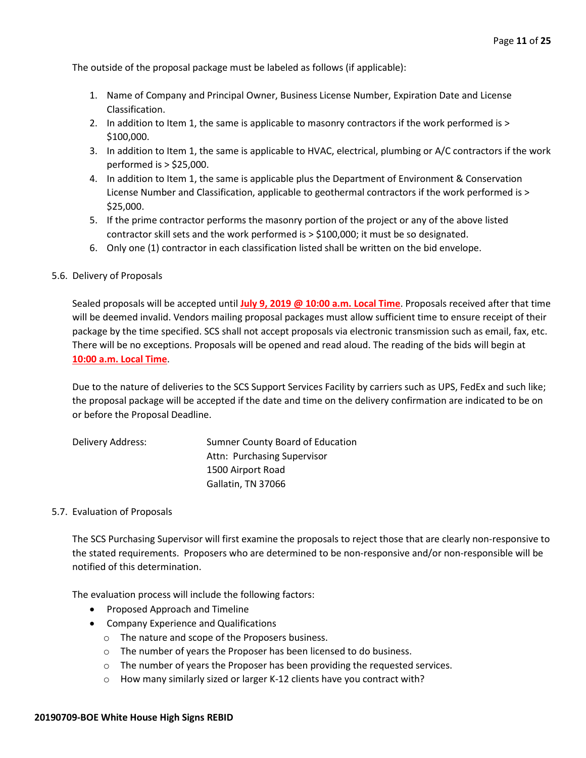The outside of the proposal package must be labeled as follows (if applicable):

1. Name of Company and Principal Owner, Business License Number, Expiration Date and License Classification.
2. In addition to Item 1, the same is applicable to masonry contractors if the work performed is > $100,000.
3. In addition to Item 1, the same is applicable to HVAC, electrical, plumbing or A/C contractors if the work performed is > $25,000.
4. In addition to Item 1, the same is applicable plus the Department of Environment & Conservation License Number and Classification, applicable to geothermal contractors if the work performed is > $25,000.
5. If the prime contractor performs the masonry portion of the project or any of the above listed contractor skill sets and the work performed is > $100,000; it must be so designated.
6. Only one (1) contractor in each classification listed shall be written on the bid envelope.

5.6. Delivery of Proposals

Sealed proposals will be accepted until **July 9, 2019 @ 10:00 a.m. Local Time**. Proposals received after that time will be deemed invalid. Vendors mailing proposal packages must allow sufficient time to ensure receipt of their package by the time specified. SCS shall not accept proposals via electronic transmission such as email, fax, etc. There will be no exceptions. Proposals will be opened and read aloud. The reading of the bids will begin at **10:00 a.m. Local Time**.

Due to the nature of deliveries to the SCS Support Services Facility by carriers such as UPS, FedEx and such like; the proposal package will be accepted if the date and time on the delivery confirmation are indicated to be on or before the Proposal Deadline.

Delivery Address: Sumner County Board of Education
Attn: Purchasing Supervisor
1500 Airport Road
Gallatin, TN 37066

5.7. Evaluation of Proposals

The SCS Purchasing Supervisor will first examine the proposals to reject those that are clearly non-responsive to the stated requirements. Proposers who are determined to be non-responsive and/or non-responsible will be notified of this determination.

The evaluation process will include the following factors:

- Proposed Approach and Timeline
- Company Experience and Qualifications
  - The nature and scope of the Proposers business.
  - The number of years the Proposer has been licensed to do business.
  - The number of years the Proposer has been providing the requested services.
  - How many similarly sized or larger K-12 clients have you contract with?

**20190709-BOE White House High Signs REBID**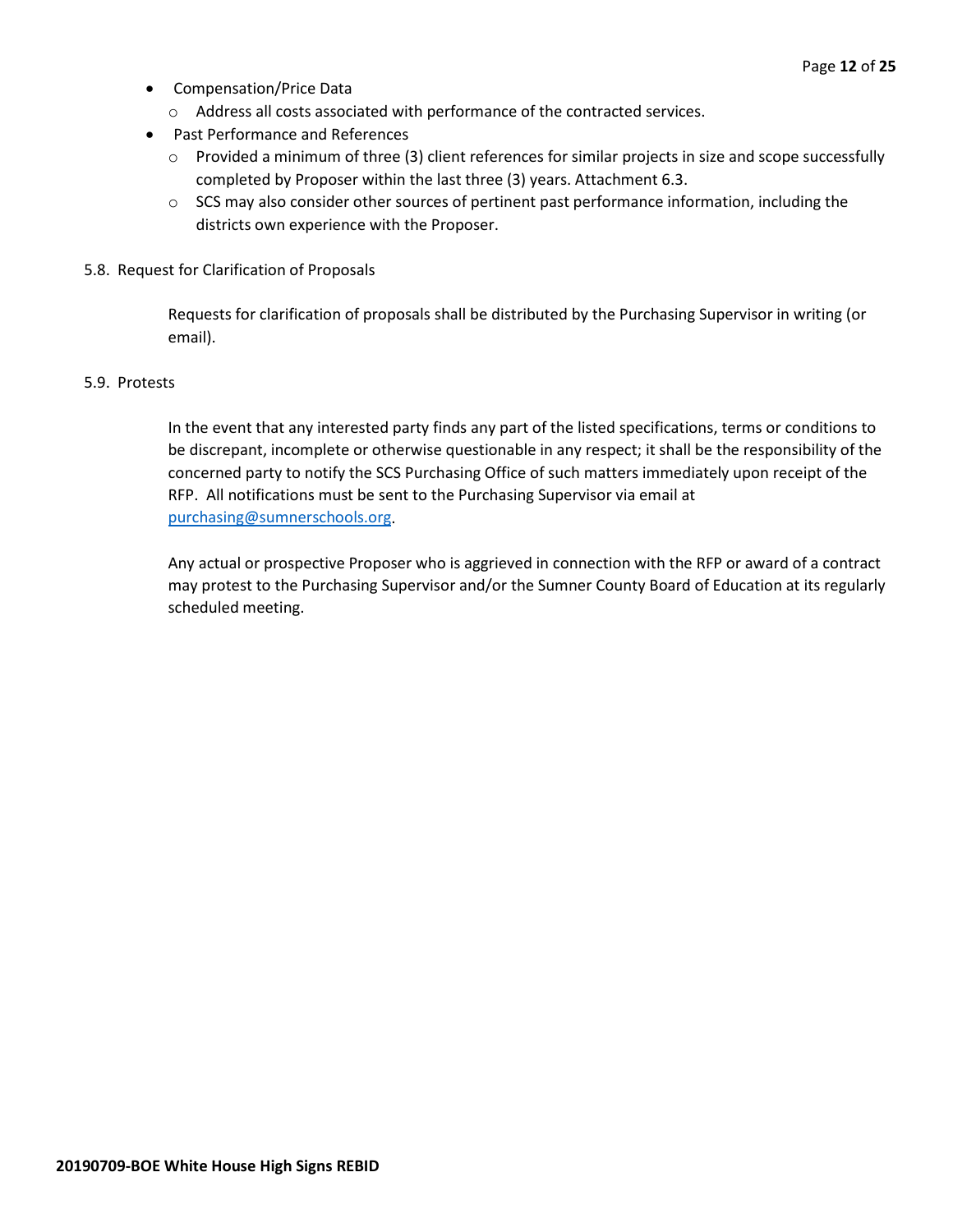- Compensation/Price Data
  - Address all costs associated with performance of the contracted services.
- Past Performance and References
  - Provided a minimum of three (3) client references for similar projects in size and scope successfully completed by Proposer within the last three (3) years. Attachment 6.3.
  - SCS may also consider other sources of pertinent past performance information, including the districts own experience with the Proposer.

5.8. Request for Clarification of Proposals

Requests for clarification of proposals shall be distributed by the Purchasing Supervisor in writing (or email).

5.9. Protests

In the event that any interested party finds any part of the listed specifications, terms or conditions to be discrepant, incomplete or otherwise questionable in any respect; it shall be the responsibility of the concerned party to notify the SCS Purchasing Office of such matters immediately upon receipt of the RFP. All notifications must be sent to the Purchasing Supervisor via email at [purchasing@sumnerschools.org](mailto:purchasing@sumnerschools.org).

Any actual or prospective Proposer who is aggrieved in connection with the RFP or award of a contract may protest to the Purchasing Supervisor and/or the Sumner County Board of Education at its regularly scheduled meeting.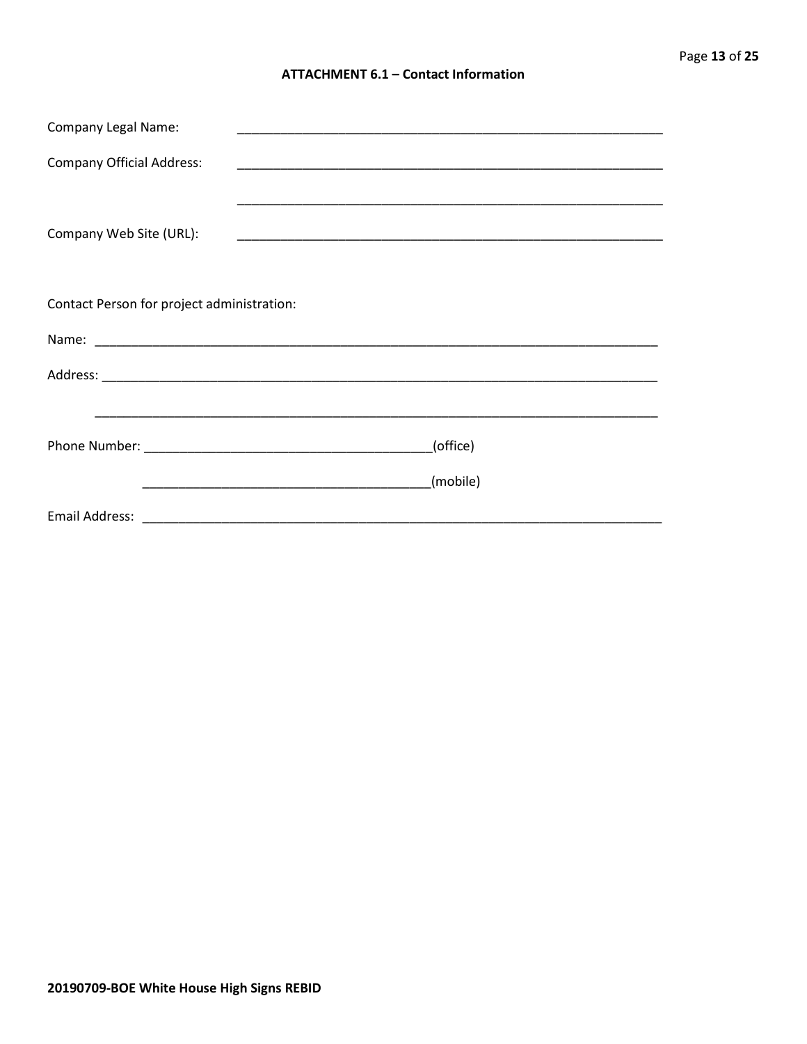## ATTACHMENT 6.1 – Contact Information

Company Legal Name: ____________________________________________________________

Company Official Address: ____________________________________________________________

____________________________________________________________

Company Web Site (URL): ____________________________________________________________

Contact Person for project administration:

Name: ________________________________________________________________________________

Address: ______________________________________________________________________________

________________________________________________________________________________

Phone Number: ________________________________________(office)

________________________________________(mobile)

Email Address: ___________________________________________________________________________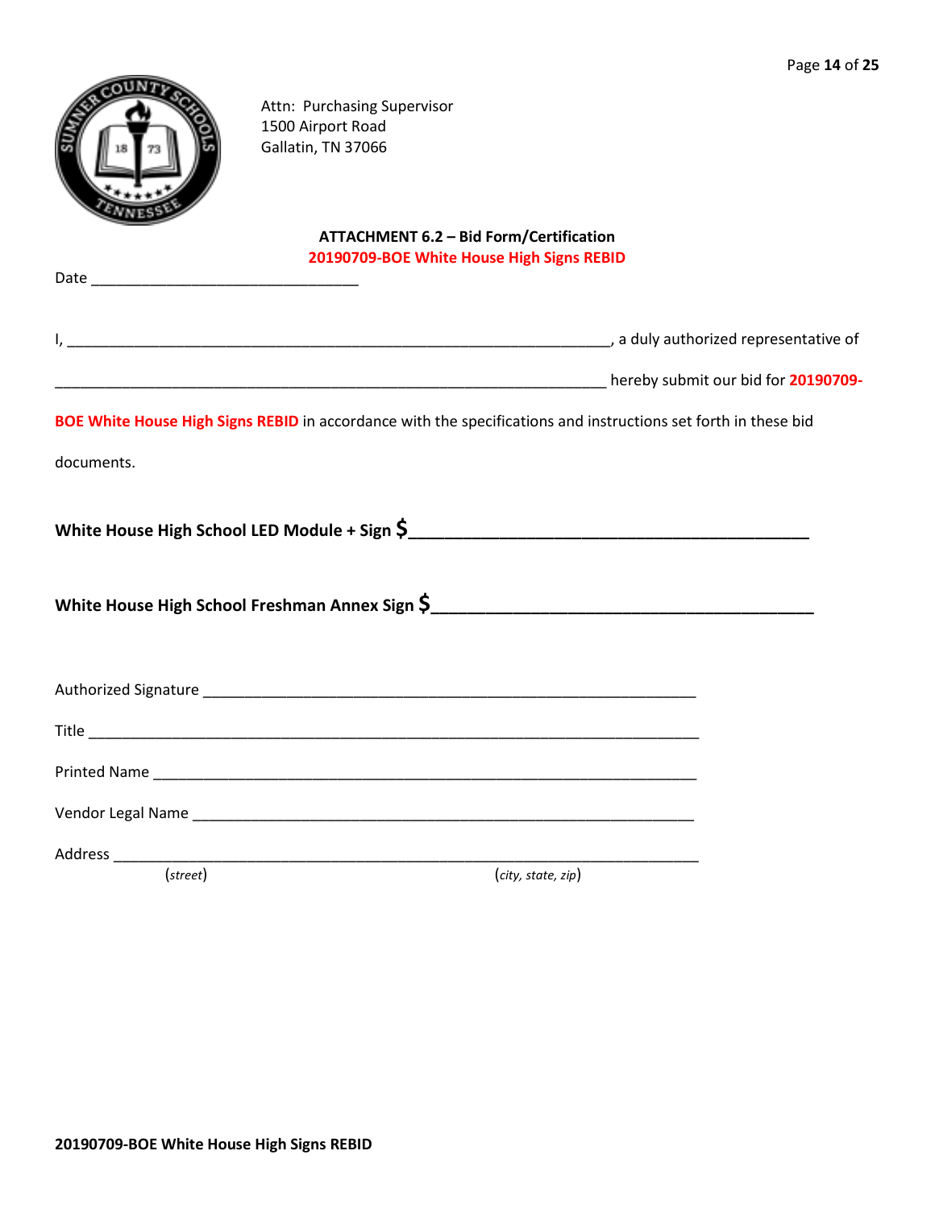Attn: Purchasing Supervisor
1500 Airport Road
Gallatin, TN 37066

**ATTACHMENT 6.2 – Bid Form/Certification**
**20190709-BOE White House High Signs REBID**

Date ________________________________

I, ________________________________________________________________, a duly authorized representative of

_________________________________________________________________ hereby submit our bid for **20190709-BOE White House High Signs REBID** in accordance with the specifications and instructions set forth in these bid documents.

**White House High School LED Module + Sign $___________________________________________**

**White House High School Freshman Annex Sign $________________________________________**

Authorized Signature ___________________________________________________________

Title _______________________________________________________________________

Printed Name _________________________________________________________________

Vendor Legal Name ____________________________________________________________

Address _____________________________________________________________________
(*street*) (*city, state, zip*)

**20190709-BOE White House High Signs REBID**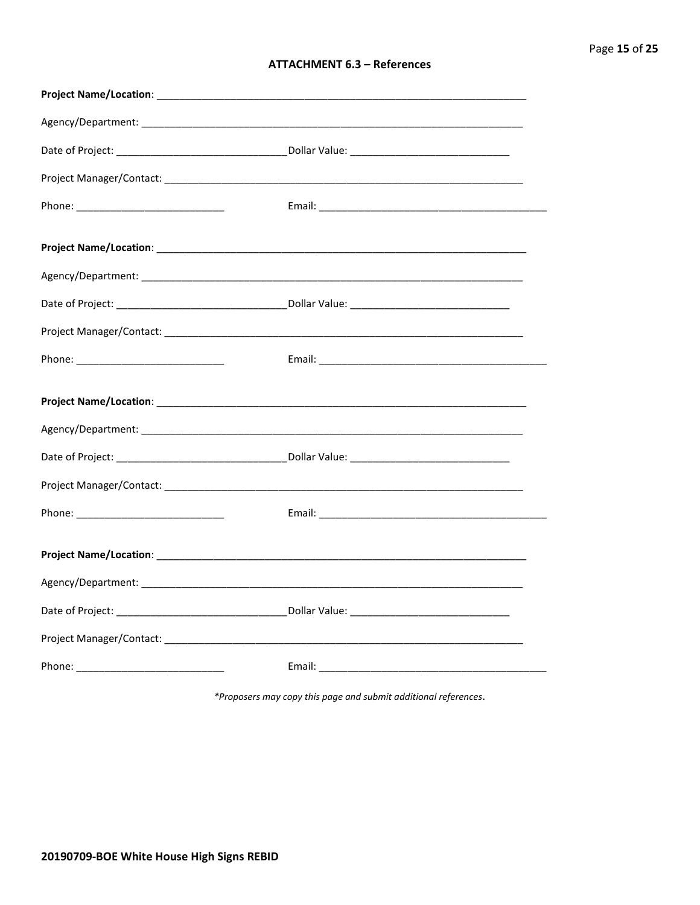## ATTACHMENT 6.3 – References

**Project Name/Location**: ___________________________________________________________________

Agency/Department: ___________________________________________________________________

Date of Project: ______________________________Dollar Value: ____________________________

Project Manager/Contact: _______________________________________________________________

Phone: __________________________ Email: ________________________________________

**Project Name/Location**: ___________________________________________________________________

Agency/Department: ___________________________________________________________________

Date of Project: ______________________________Dollar Value: ____________________________

Project Manager/Contact: _______________________________________________________________

Phone: __________________________ Email: ________________________________________

**Project Name/Location**: ___________________________________________________________________

Agency/Department: ___________________________________________________________________

Date of Project: ______________________________Dollar Value: ____________________________

Project Manager/Contact: _______________________________________________________________

Phone: __________________________ Email: ________________________________________

**Project Name/Location**: ___________________________________________________________________

Agency/Department: ___________________________________________________________________

Date of Project: ______________________________Dollar Value: ____________________________

Project Manager/Contact: _______________________________________________________________

Phone: __________________________ Email: ________________________________________

*\*Proposers may copy this page and submit additional references.*

**20190709-BOE White House High Signs REBID**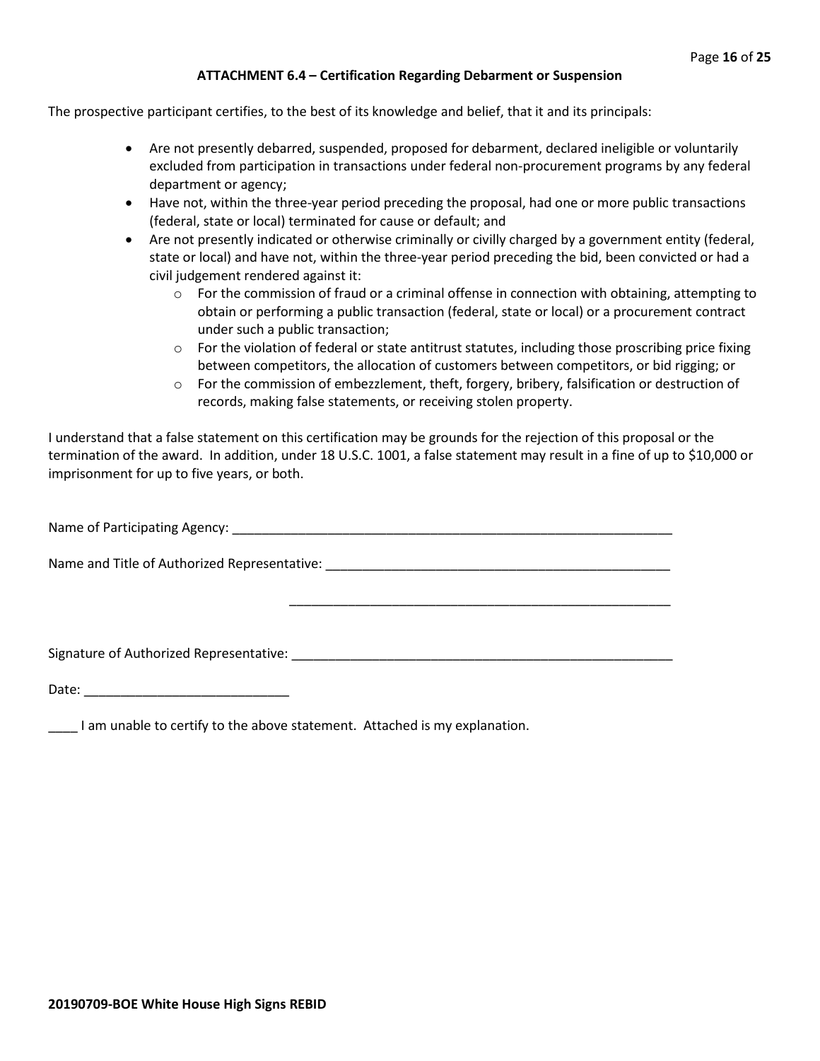### ATTACHMENT 6.4 – Certification Regarding Debarment or Suspension

The prospective participant certifies, to the best of its knowledge and belief, that it and its principals:

- Are not presently debarred, suspended, proposed for debarment, declared ineligible or voluntarily excluded from participation in transactions under federal non-procurement programs by any federal department or agency;
- Have not, within the three-year period preceding the proposal, had one or more public transactions (federal, state or local) terminated for cause or default; and
- Are not presently indicated or otherwise criminally or civilly charged by a government entity (federal, state or local) and have not, within the three-year period preceding the bid, been convicted or had a civil judgement rendered against it:
  - For the commission of fraud or a criminal offense in connection with obtaining, attempting to obtain or performing a public transaction (federal, state or local) or a procurement contract under such a public transaction;
  - For the violation of federal or state antitrust statutes, including those proscribing price fixing between competitors, the allocation of customers between competitors, or bid rigging; or
  - For the commission of embezzlement, theft, forgery, bribery, falsification or destruction of records, making false statements, or receiving stolen property.

I understand that a false statement on this certification may be grounds for the rejection of this proposal or the termination of the award. In addition, under 18 U.S.C. 1001, a false statement may result in a fine of up to $10,000 or imprisonment for up to five years, or both.

Name of Participating Agency: ________________________________________________________________

Name and Title of Authorized Representative: ___________________________________________________

_______________________________________________________

Signature of Authorized Representative: _______________________________________________________

Date: _____________________________

____ I am unable to certify to the above statement. Attached is my explanation.

**20190709-BOE White House High Signs REBID**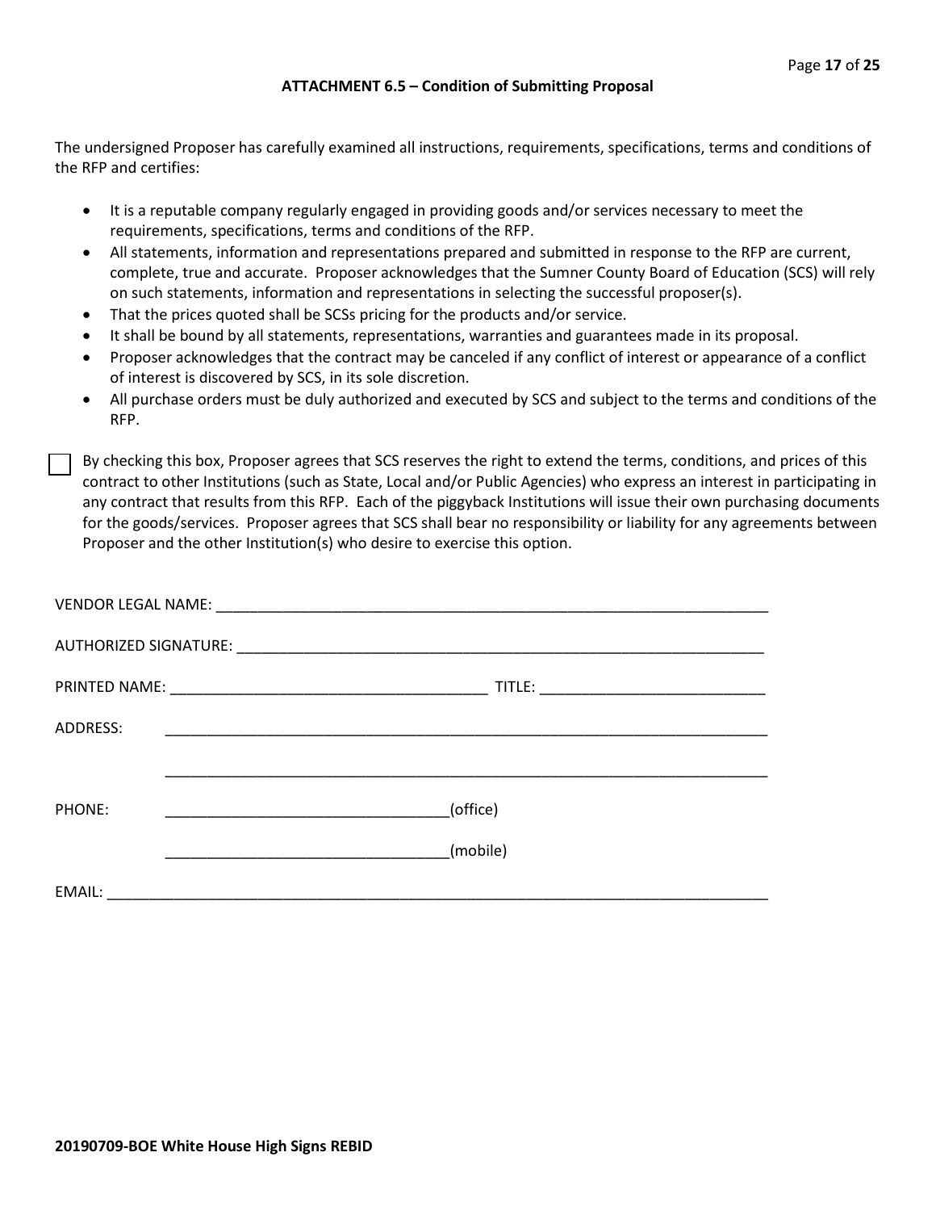### ATTACHMENT 6.5 – Condition of Submitting Proposal

The undersigned Proposer has carefully examined all instructions, requirements, specifications, terms and conditions of the RFP and certifies:

- It is a reputable company regularly engaged in providing goods and/or services necessary to meet the requirements, specifications, terms and conditions of the RFP.
- All statements, information and representations prepared and submitted in response to the RFP are current, complete, true and accurate. Proposer acknowledges that the Sumner County Board of Education (SCS) will rely on such statements, information and representations in selecting the successful proposer(s).
- That the prices quoted shall be SCSs pricing for the products and/or service.
- It shall be bound by all statements, representations, warranties and guarantees made in its proposal.
- Proposer acknowledges that the contract may be canceled if any conflict of interest or appearance of a conflict of interest is discovered by SCS, in its sole discretion.
- All purchase orders must be duly authorized and executed by SCS and subject to the terms and conditions of the RFP.

☐ By checking this box, Proposer agrees that SCS reserves the right to extend the terms, conditions, and prices of this contract to other Institutions (such as State, Local and/or Public Agencies) who express an interest in participating in any contract that results from this RFP. Each of the piggyback Institutions will issue their own purchasing documents for the goods/services. Proposer agrees that SCS shall bear no responsibility or liability for any agreements between Proposer and the other Institution(s) who desire to exercise this option.

VENDOR LEGAL NAME: ______________________________________________________________________

AUTHORIZED SIGNATURE: _________________________________________________________________

PRINTED NAME: ____________________________________ TITLE: __________________________

ADDRESS: ______________________________________________________________________

______________________________________________________________________

PHONE: _________________________________(office)

_________________________________(mobile)

EMAIL: ______________________________________________________________________________

**20190709-BOE White House High Signs REBID**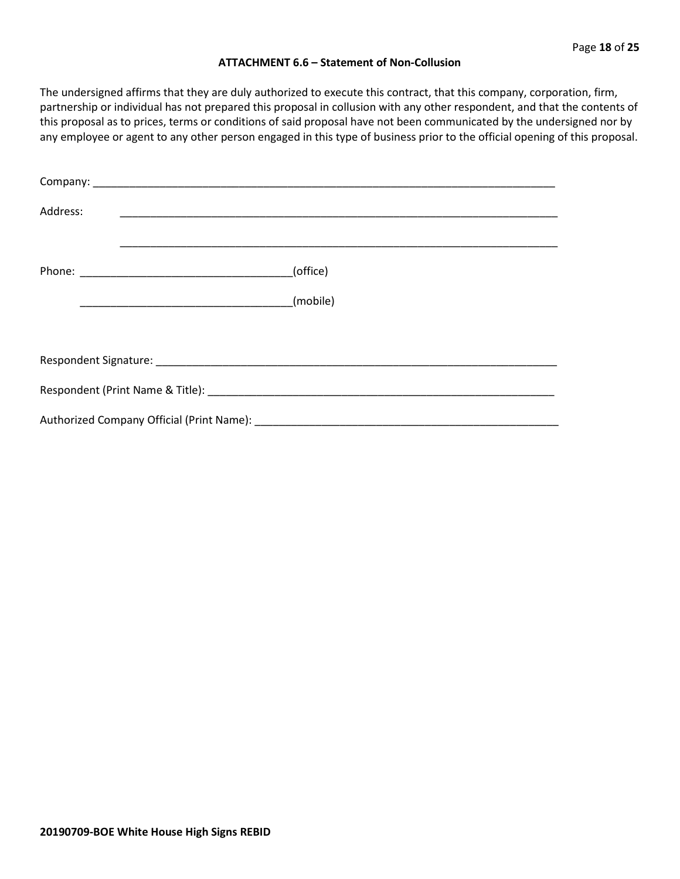### ATTACHMENT 6.6 – Statement of Non-Collusion

The undersigned affirms that they are duly authorized to execute this contract, that this company, corporation, firm, partnership or individual has not prepared this proposal in collusion with any other respondent, and that the contents of this proposal as to prices, terms or conditions of said proposal have not been communicated by the undersigned nor by any employee or agent to any other person engaged in this type of business prior to the official opening of this proposal.

Company: ___________________________________________________________________________

Address: ___________________________________________________________________________

___________________________________________________________________________

Phone: ___________________________________(office)

___________________________________(mobile)

Respondent Signature: ___________________________________________________________________

Respondent (Print Name & Title): ________________________________________________________

Authorized Company Official (Print Name): _________________________________________________

**20190709-BOE White House High Signs REBID**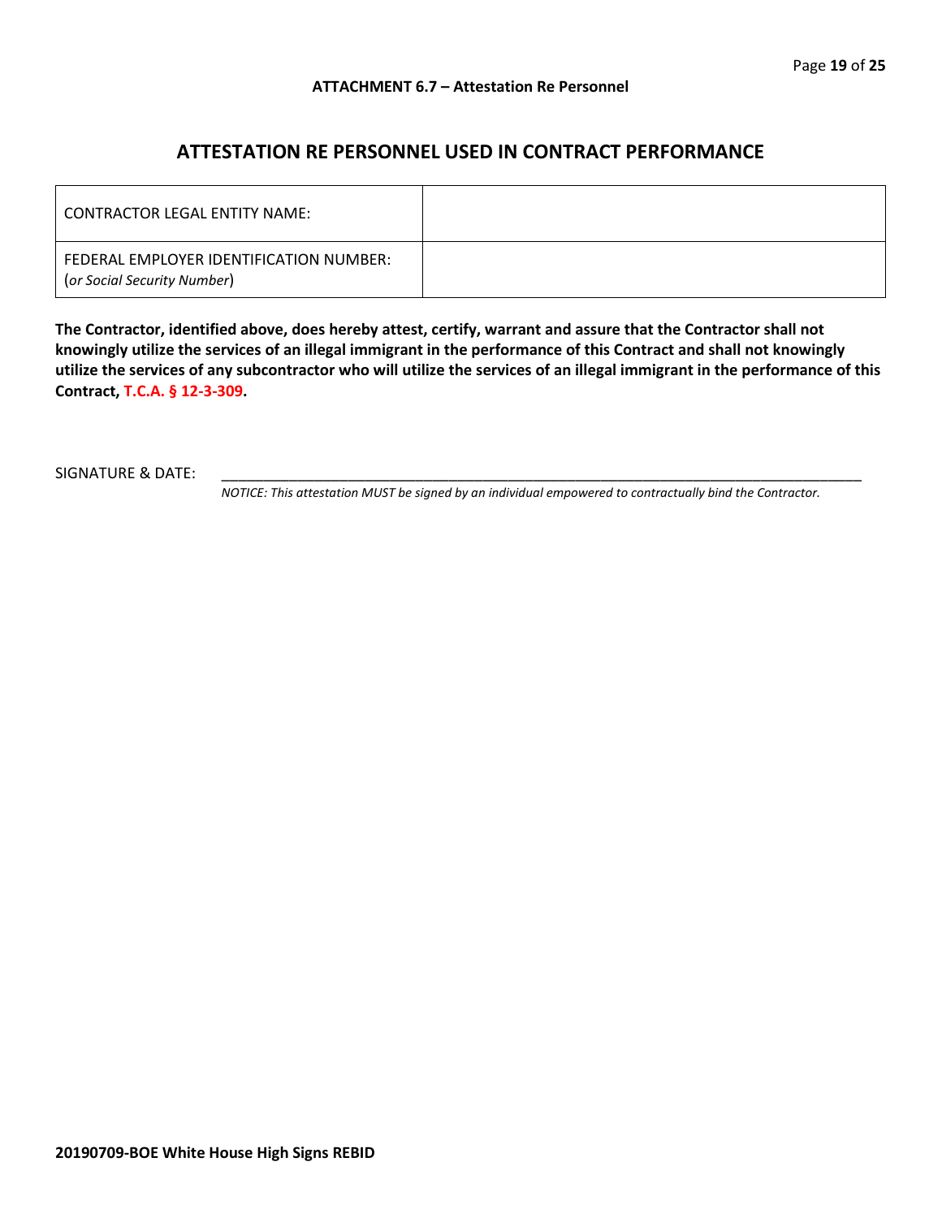**ATTACHMENT 6.7 – Attestation Re Personnel**

## ATTESTATION RE PERSONNEL USED IN CONTRACT PERFORMANCE

| | |
|---|---|
| CONTRACTOR LEGAL ENTITY NAME: | |
| FEDERAL EMPLOYER IDENTIFICATION NUMBER: (*or Social Security Number*) | |

**The Contractor, identified above, does hereby attest, certify, warrant and assure that the Contractor shall not knowingly utilize the services of an illegal immigrant in the performance of this Contract and shall not knowingly utilize the services of any subcontractor who will utilize the services of an illegal immigrant in the performance of this Contract, T.C.A. § 12-3-309.**

SIGNATURE & DATE: ______________________________________________________________________________

*NOTICE: This attestation MUST be signed by an individual empowered to contractually bind the Contractor.*

**20190709-BOE White House High Signs REBID**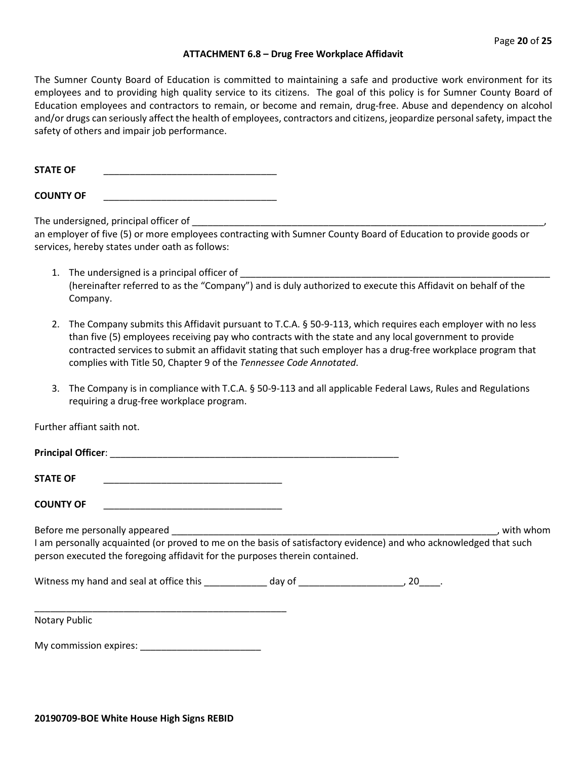## ATTACHMENT 6.8 – Drug Free Workplace Affidavit

The Sumner County Board of Education is committed to maintaining a safe and productive work environment for its employees and to providing high quality service to its citizens. The goal of this policy is for Sumner County Board of Education employees and contractors to remain, or become and remain, drug-free. Abuse and dependency on alcohol and/or drugs can seriously affect the health of employees, contractors and citizens, jeopardize personal safety, impact the safety of others and impair job performance.

**STATE OF** ________________________________

**COUNTY OF** ________________________________

The undersigned, principal officer of ______________________________________________________________________, an employer of five (5) or more employees contracting with Sumner County Board of Education to provide goods or services, hereby states under oath as follows:

1. The undersigned is a principal officer of ____________________________________________________________ (hereinafter referred to as the "Company") and is duly authorized to execute this Affidavit on behalf of the Company.

2. The Company submits this Affidavit pursuant to T.C.A. § 50-9-113, which requires each employer with no less than five (5) employees receiving pay who contracts with the state and any local government to provide contracted services to submit an affidavit stating that such employer has a drug-free workplace program that complies with Title 50, Chapter 9 of the *Tennessee Code Annotated*.

3. The Company is in compliance with T.C.A. § 50-9-113 and all applicable Federal Laws, Rules and Regulations requiring a drug-free workplace program.

Further affiant saith not.

**Principal Officer**: ______________________________________________________

**STATE OF** __________________________________

**COUNTY OF** __________________________________

Before me personally appeared _________________________________________________________________, with whom I am personally acquainted (or proved to me on the basis of satisfactory evidence) and who acknowledged that such person executed the foregoing affidavit for the purposes therein contained.

Witness my hand and seal at office this ____________ day of ____________________, 20____.

______________________________________________
Notary Public

My commission expires: _______________________

**20190709-BOE White House High Signs REBID**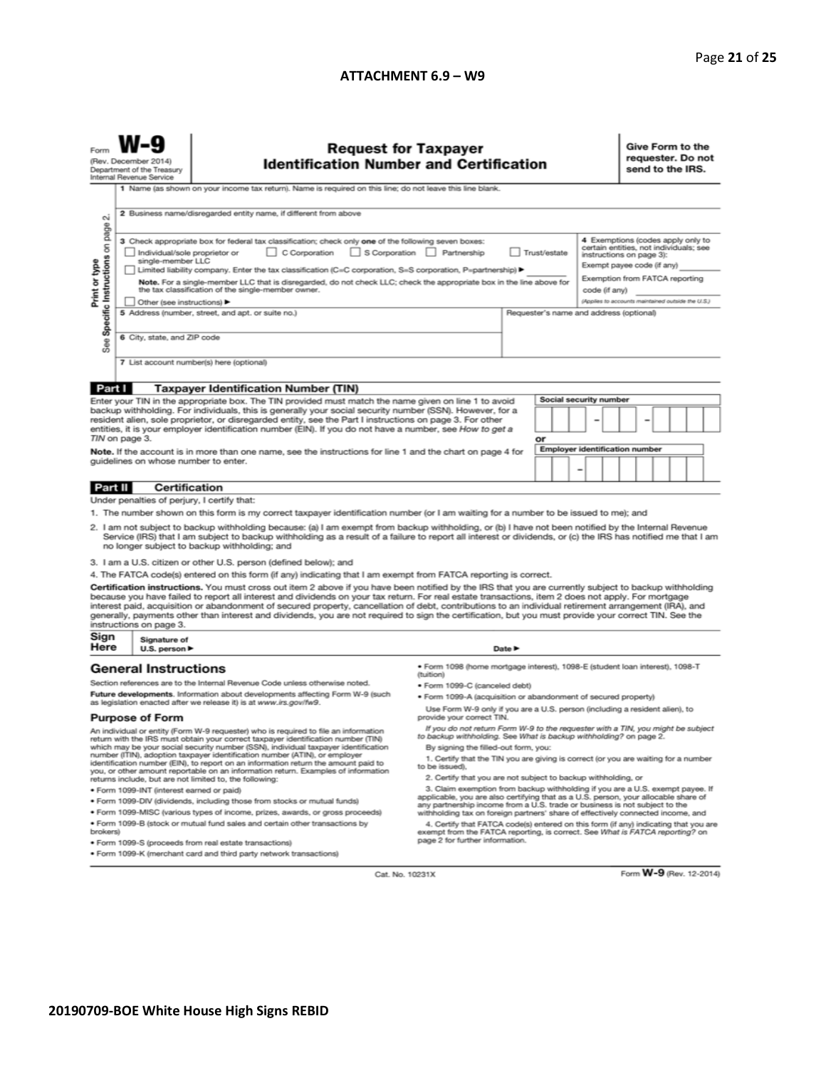**ATTACHMENT 6.9 – W9**

Form **W-9**
(Rev. December 2014)
Department of the Treasury
Internal Revenue Service

# Request for Taxpayer Identification Number and Certification

**Give Form to the requester. Do not send to the IRS.**

Print or type
See **Specific Instructions** on page 2.

1 Name (as shown on your income tax return). Name is required on this line; do not leave this line blank.

2 Business name/disregarded entity name, if different from above

3 Check appropriate box for federal tax classification; check only **one** of the following seven boxes:

☐ Individual/sole proprietor or single-member LLC ☐ C Corporation ☐ S Corporation ☐ Partnership ☐ Trust/estate

☐ Limited liability company. Enter the tax classification (C=C corporation, S=S corporation, P=partnership) ▶ ________

**Note.** For a single-member LLC that is disregarded, do not check LLC; check the appropriate box in the line above for the tax classification of the single-member owner.

☐ Other (see instructions) ▶

4 Exemptions (codes apply only to certain entities, not individuals; see instructions on page 3):

Exempt payee code (if any) ________

Exemption from FATCA reporting code (if any) ________

*(Applies to accounts maintained outside the U.S.)*

5 Address (number, street, and apt. or suite no.)

Requester's name and address (optional)

6 City, state, and ZIP code

7 List account number(s) here (optional)

## Part I Taxpayer Identification Number (TIN)

Enter your TIN in the appropriate box. The TIN provided must match the name given on line 1 to avoid backup withholding. For individuals, this is generally your social security number (SSN). However, for a resident alien, sole proprietor, or disregarded entity, see the Part I instructions on page 3. For other entities, it is your employer identification number (EIN). If you do not have a number, see *How to get a TIN* on page 3.

**Note.** If the account is in more than one name, see the instructions for line 1 and the chart on page 4 for guidelines on whose number to enter.

**Social security number**

☐☐☐ – ☐☐ – ☐☐☐☐

or

**Employer identification number**

☐☐ – ☐☐☐☐☐☐☐

## Part II Certification

Under penalties of perjury, I certify that:

1. The number shown on this form is my correct taxpayer identification number (or I am waiting for a number to be issued to me); and
2. I am not subject to backup withholding because: (a) I am exempt from backup withholding, or (b) I have not been notified by the Internal Revenue Service (IRS) that I am subject to backup withholding as a result of a failure to report all interest or dividends, or (c) the IRS has notified me that I am no longer subject to backup withholding; and
3. I am a U.S. citizen or other U.S. person (defined below); and
4. The FATCA code(s) entered on this form (if any) indicating that I am exempt from FATCA reporting is correct.

**Certification instructions.** You must cross out item 2 above if you have been notified by the IRS that you are currently subject to backup withholding because you have failed to report all interest and dividends on your tax return. For real estate transactions, item 2 does not apply. For mortgage interest paid, acquisition or abandonment of secured property, cancellation of debt, contributions to an individual retirement arrangement (IRA), and generally, payments other than interest and dividends, you are not required to sign the certification, but you must provide your correct TIN. See the instructions on page 3.

**Sign Here** Signature of U.S. person ▶ Date ▶

## General Instructions

Section references are to the Internal Revenue Code unless otherwise noted.

**Future developments.** Information about developments affecting Form W-9 (such as legislation enacted after we release it) is at www.irs.gov/fw9.

### Purpose of Form

An individual or entity (Form W-9 requester) who is required to file an information return with the IRS must obtain your correct taxpayer identification number (TIN) which may be your social security number (SSN), individual taxpayer identification number (ITIN), adoption taxpayer identification number (ATIN), or employer identification number (EIN), to report on an information return the amount paid to you, or other amount reportable on an information return. Examples of information returns include, but are not limited to, the following:

- Form 1099-INT (interest earned or paid)
- Form 1099-DIV (dividends, including those from stocks or mutual funds)
- Form 1099-MISC (various types of income, prizes, awards, or gross proceeds)
- Form 1099-B (stock or mutual fund sales and certain other transactions by brokers)
- Form 1099-S (proceeds from real estate transactions)
- Form 1099-K (merchant card and third party network transactions)
- Form 1098 (home mortgage interest), 1098-E (student loan interest), 1098-T (tuition)
- Form 1099-C (canceled debt)
- Form 1099-A (acquisition or abandonment of secured property)

Use Form W-9 only if you are a U.S. person (including a resident alien), to provide your correct TIN.

*If you do not return Form W-9 to the requester with a TIN, you might be subject to backup withholding. See What is backup withholding? on page 2.*

By signing the filled-out form, you:

1. Certify that the TIN you are giving is correct (or you are waiting for a number to be issued),
2. Certify that you are not subject to backup withholding, or
3. Claim exemption from backup withholding if you are a U.S. exempt payee. If applicable, you are also certifying that as a U.S. person, your allocable share of any partnership income from a U.S. trade or business is not subject to the withholding tax on foreign partners' share of effectively connected income, and
4. Certify that FATCA code(s) entered on this form (if any) indicating that you are exempt from the FATCA reporting, is correct. See *What is FATCA reporting?* on page 2 for further information.

Cat. No. 10231X

Form **W-9** (Rev. 12-2014)

**20190709-BOE White House High Signs REBID**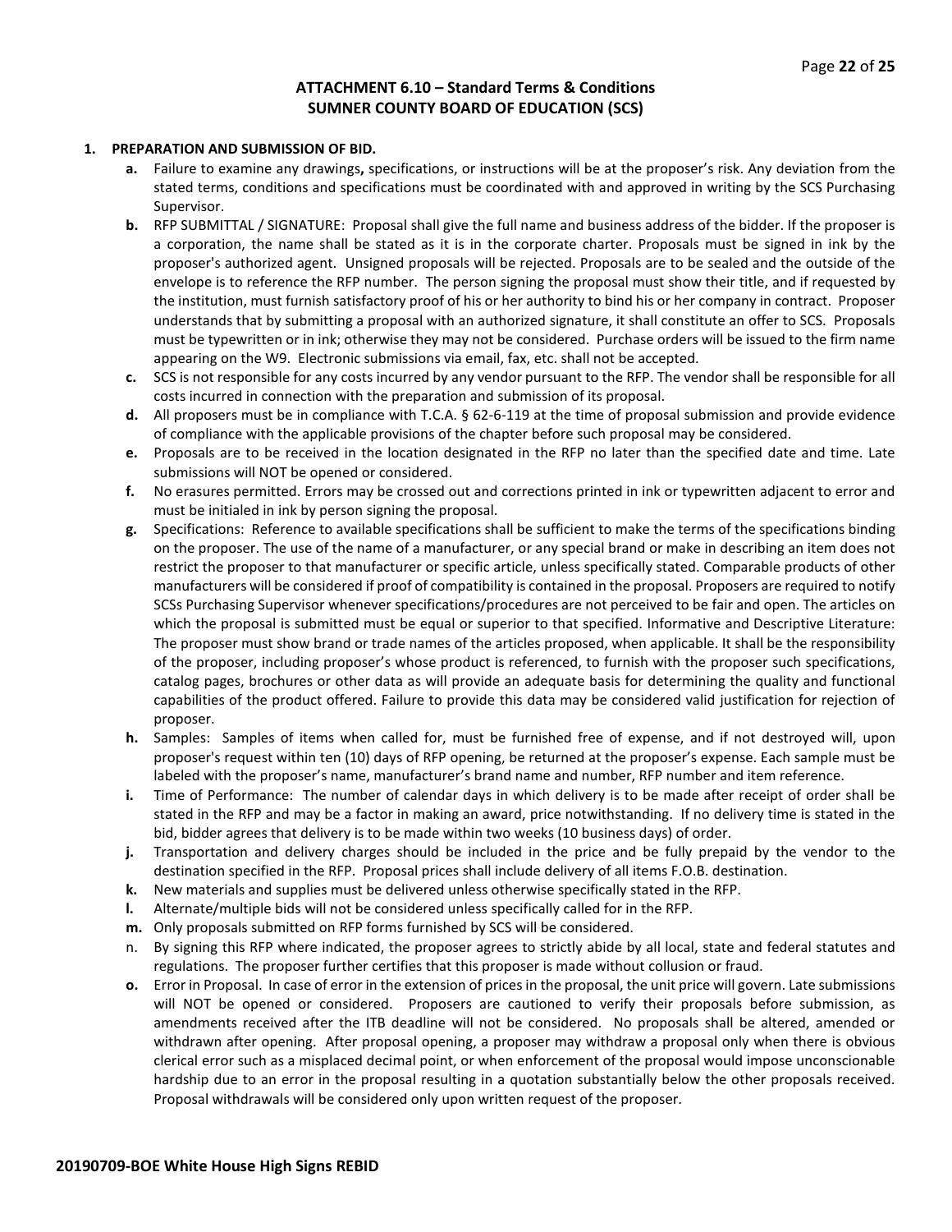## ATTACHMENT 6.10 – Standard Terms & Conditions
## SUMNER COUNTY BOARD OF EDUCATION (SCS)

**1. PREPARATION AND SUBMISSION OF BID.**

**a.** Failure to examine any drawings**,** specifications, or instructions will be at the proposer's risk. Any deviation from the stated terms, conditions and specifications must be coordinated with and approved in writing by the SCS Purchasing Supervisor.

**b.** RFP SUBMITTAL / SIGNATURE: Proposal shall give the full name and business address of the bidder. If the proposer is a corporation, the name shall be stated as it is in the corporate charter. Proposals must be signed in ink by the proposer's authorized agent. Unsigned proposals will be rejected. Proposals are to be sealed and the outside of the envelope is to reference the RFP number. The person signing the proposal must show their title, and if requested by the institution, must furnish satisfactory proof of his or her authority to bind his or her company in contract. Proposer understands that by submitting a proposal with an authorized signature, it shall constitute an offer to SCS. Proposals must be typewritten or in ink; otherwise they may not be considered. Purchase orders will be issued to the firm name appearing on the W9. Electronic submissions via email, fax, etc. shall not be accepted.

**c.** SCS is not responsible for any costs incurred by any vendor pursuant to the RFP. The vendor shall be responsible for all costs incurred in connection with the preparation and submission of its proposal.

**d.** All proposers must be in compliance with T.C.A. § 62-6-119 at the time of proposal submission and provide evidence of compliance with the applicable provisions of the chapter before such proposal may be considered.

**e.** Proposals are to be received in the location designated in the RFP no later than the specified date and time. Late submissions will NOT be opened or considered.

**f.** No erasures permitted. Errors may be crossed out and corrections printed in ink or typewritten adjacent to error and must be initialed in ink by person signing the proposal.

**g.** Specifications: Reference to available specifications shall be sufficient to make the terms of the specifications binding on the proposer. The use of the name of a manufacturer, or any special brand or make in describing an item does not restrict the proposer to that manufacturer or specific article, unless specifically stated. Comparable products of other manufacturers will be considered if proof of compatibility is contained in the proposal. Proposers are required to notify SCSs Purchasing Supervisor whenever specifications/procedures are not perceived to be fair and open. The articles on which the proposal is submitted must be equal or superior to that specified. Informative and Descriptive Literature: The proposer must show brand or trade names of the articles proposed, when applicable. It shall be the responsibility of the proposer, including proposer's whose product is referenced, to furnish with the proposer such specifications, catalog pages, brochures or other data as will provide an adequate basis for determining the quality and functional capabilities of the product offered. Failure to provide this data may be considered valid justification for rejection of proposer.

**h.** Samples: Samples of items when called for, must be furnished free of expense, and if not destroyed will, upon proposer's request within ten (10) days of RFP opening, be returned at the proposer's expense. Each sample must be labeled with the proposer's name, manufacturer's brand name and number, RFP number and item reference.

**i.** Time of Performance: The number of calendar days in which delivery is to be made after receipt of order shall be stated in the RFP and may be a factor in making an award, price notwithstanding. If no delivery time is stated in the bid, bidder agrees that delivery is to be made within two weeks (10 business days) of order.

**j.** Transportation and delivery charges should be included in the price and be fully prepaid by the vendor to the destination specified in the RFP. Proposal prices shall include delivery of all items F.O.B. destination.

**k.** New materials and supplies must be delivered unless otherwise specifically stated in the RFP.

**l.** Alternate/multiple bids will not be considered unless specifically called for in the RFP.

**m.** Only proposals submitted on RFP forms furnished by SCS will be considered.

n. By signing this RFP where indicated, the proposer agrees to strictly abide by all local, state and federal statutes and regulations. The proposer further certifies that this proposer is made without collusion or fraud.

**o.** Error in Proposal. In case of error in the extension of prices in the proposal, the unit price will govern. Late submissions will NOT be opened or considered. Proposers are cautioned to verify their proposals before submission, as amendments received after the ITB deadline will not be considered. No proposals shall be altered, amended or withdrawn after opening. After proposal opening, a proposer may withdraw a proposal only when there is obvious clerical error such as a misplaced decimal point, or when enforcement of the proposal would impose unconscionable hardship due to an error in the proposal resulting in a quotation substantially below the other proposals received. Proposal withdrawals will be considered only upon written request of the proposer.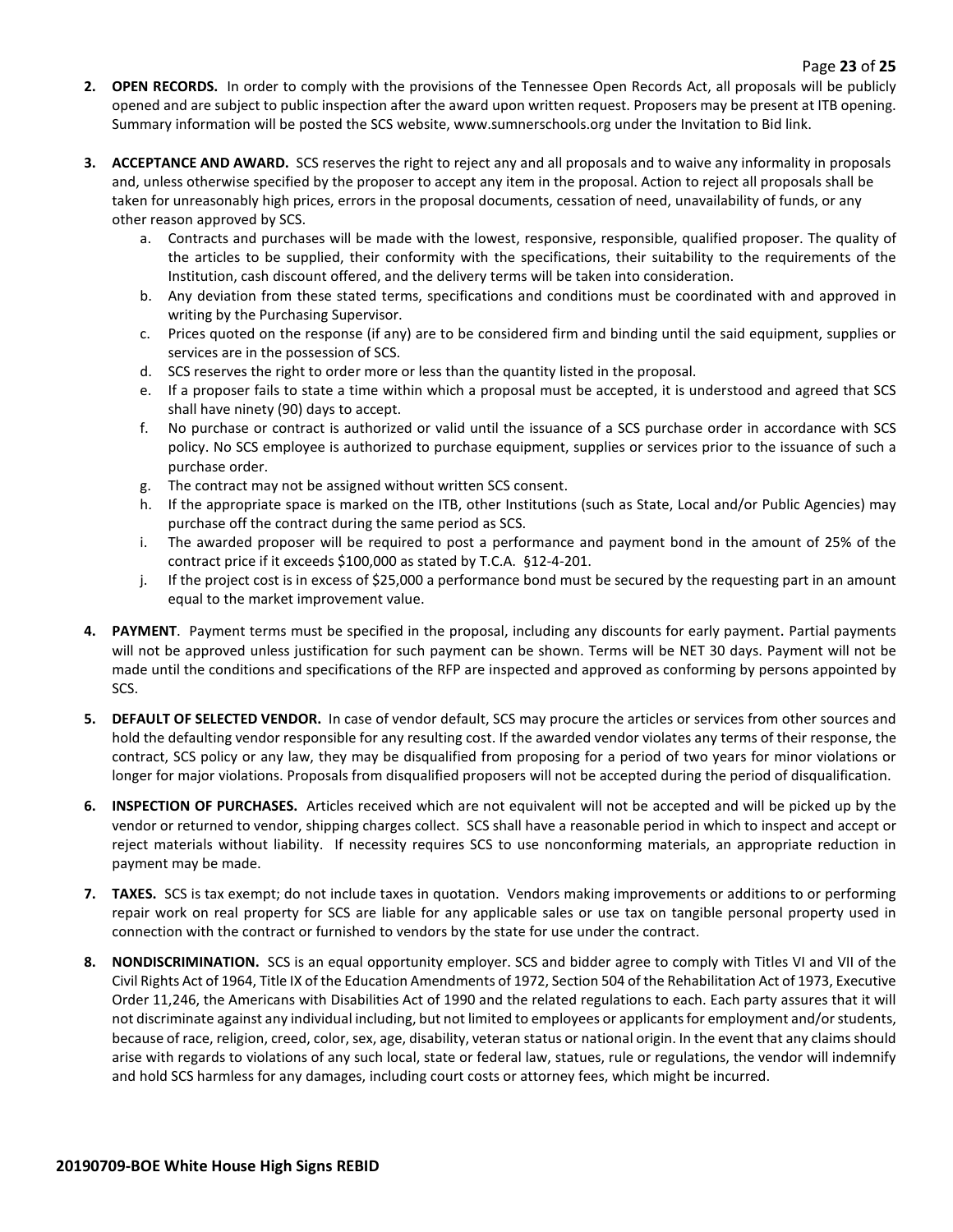2. **OPEN RECORDS.** In order to comply with the provisions of the Tennessee Open Records Act, all proposals will be publicly opened and are subject to public inspection after the award upon written request. Proposers may be present at ITB opening. Summary information will be posted the SCS website, www.sumnerschools.org under the Invitation to Bid link.

3. **ACCEPTANCE AND AWARD.** SCS reserves the right to reject any and all proposals and to waive any informality in proposals and, unless otherwise specified by the proposer to accept any item in the proposal. Action to reject all proposals shall be taken for unreasonably high prices, errors in the proposal documents, cessation of need, unavailability of funds, or any other reason approved by SCS.
   a. Contracts and purchases will be made with the lowest, responsive, responsible, qualified proposer. The quality of the articles to be supplied, their conformity with the specifications, their suitability to the requirements of the Institution, cash discount offered, and the delivery terms will be taken into consideration.
   b. Any deviation from these stated terms, specifications and conditions must be coordinated with and approved in writing by the Purchasing Supervisor.
   c. Prices quoted on the response (if any) are to be considered firm and binding until the said equipment, supplies or services are in the possession of SCS.
   d. SCS reserves the right to order more or less than the quantity listed in the proposal.
   e. If a proposer fails to state a time within which a proposal must be accepted, it is understood and agreed that SCS shall have ninety (90) days to accept.
   f. No purchase or contract is authorized or valid until the issuance of a SCS purchase order in accordance with SCS policy. No SCS employee is authorized to purchase equipment, supplies or services prior to the issuance of such a purchase order.
   g. The contract may not be assigned without written SCS consent.
   h. If the appropriate space is marked on the ITB, other Institutions (such as State, Local and/or Public Agencies) may purchase off the contract during the same period as SCS.
   i. The awarded proposer will be required to post a performance and payment bond in the amount of 25% of the contract price if it exceeds $100,000 as stated by T.C.A. §12-4-201.
   j. If the project cost is in excess of $25,000 a performance bond must be secured by the requesting part in an amount equal to the market improvement value.

4. **PAYMENT**. Payment terms must be specified in the proposal, including any discounts for early payment. Partial payments will not be approved unless justification for such payment can be shown. Terms will be NET 30 days. Payment will not be made until the conditions and specifications of the RFP are inspected and approved as conforming by persons appointed by SCS.

5. **DEFAULT OF SELECTED VENDOR.** In case of vendor default, SCS may procure the articles or services from other sources and hold the defaulting vendor responsible for any resulting cost. If the awarded vendor violates any terms of their response, the contract, SCS policy or any law, they may be disqualified from proposing for a period of two years for minor violations or longer for major violations. Proposals from disqualified proposers will not be accepted during the period of disqualification.

6. **INSPECTION OF PURCHASES.** Articles received which are not equivalent will not be accepted and will be picked up by the vendor or returned to vendor, shipping charges collect. SCS shall have a reasonable period in which to inspect and accept or reject materials without liability. If necessity requires SCS to use nonconforming materials, an appropriate reduction in payment may be made.

7. **TAXES.** SCS is tax exempt; do not include taxes in quotation. Vendors making improvements or additions to or performing repair work on real property for SCS are liable for any applicable sales or use tax on tangible personal property used in connection with the contract or furnished to vendors by the state for use under the contract.

8. **NONDISCRIMINATION.** SCS is an equal opportunity employer. SCS and bidder agree to comply with Titles VI and VII of the Civil Rights Act of 1964, Title IX of the Education Amendments of 1972, Section 504 of the Rehabilitation Act of 1973, Executive Order 11,246, the Americans with Disabilities Act of 1990 and the related regulations to each. Each party assures that it will not discriminate against any individual including, but not limited to employees or applicants for employment and/or students, because of race, religion, creed, color, sex, age, disability, veteran status or national origin. In the event that any claims should arise with regards to violations of any such local, state or federal law, statues, rule or regulations, the vendor will indemnify and hold SCS harmless for any damages, including court costs or attorney fees, which might be incurred.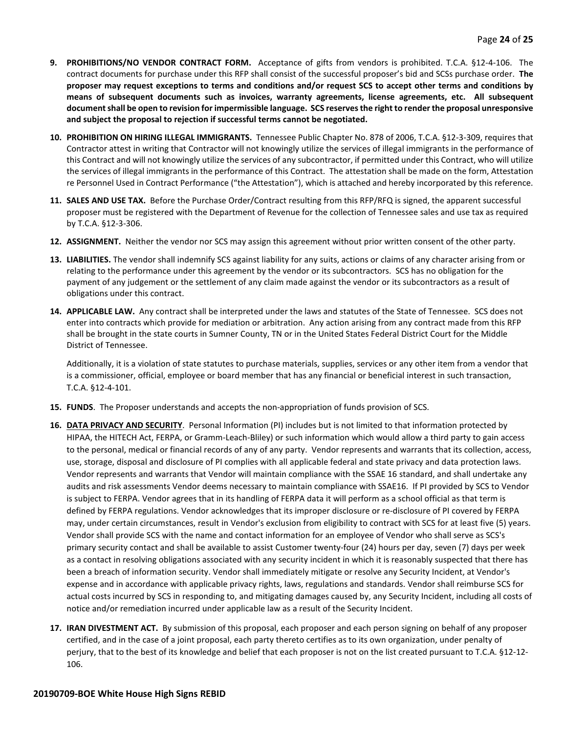9. **PROHIBITIONS/NO VENDOR CONTRACT FORM.** Acceptance of gifts from vendors is prohibited. T.C.A. §12-4-106. The contract documents for purchase under this RFP shall consist of the successful proposer's bid and SCSs purchase order. **The proposer may request exceptions to terms and conditions and/or request SCS to accept other terms and conditions by means of subsequent documents such as invoices, warranty agreements, license agreements, etc. All subsequent document shall be open to revision for impermissible language. SCS reserves the right to render the proposal unresponsive and subject the proposal to rejection if successful terms cannot be negotiated.**

10. **PROHIBITION ON HIRING ILLEGAL IMMIGRANTS.** Tennessee Public Chapter No. 878 of 2006, T.C.A. §12-3-309, requires that Contractor attest in writing that Contractor will not knowingly utilize the services of illegal immigrants in the performance of this Contract and will not knowingly utilize the services of any subcontractor, if permitted under this Contract, who will utilize the services of illegal immigrants in the performance of this Contract. The attestation shall be made on the form, Attestation re Personnel Used in Contract Performance ("the Attestation"), which is attached and hereby incorporated by this reference.

11. **SALES AND USE TAX.** Before the Purchase Order/Contract resulting from this RFP/RFQ is signed, the apparent successful proposer must be registered with the Department of Revenue for the collection of Tennessee sales and use tax as required by T.C.A. §12-3-306.

12. **ASSIGNMENT.** Neither the vendor nor SCS may assign this agreement without prior written consent of the other party.

13. **LIABILITIES.** The vendor shall indemnify SCS against liability for any suits, actions or claims of any character arising from or relating to the performance under this agreement by the vendor or its subcontractors. SCS has no obligation for the payment of any judgement or the settlement of any claim made against the vendor or its subcontractors as a result of obligations under this contract.

14. **APPLICABLE LAW.** Any contract shall be interpreted under the laws and statutes of the State of Tennessee. SCS does not enter into contracts which provide for mediation or arbitration. Any action arising from any contract made from this RFP shall be brought in the state courts in Sumner County, TN or in the United States Federal District Court for the Middle District of Tennessee.

    Additionally, it is a violation of state statutes to purchase materials, supplies, services or any other item from a vendor that is a commissioner, official, employee or board member that has any financial or beneficial interest in such transaction, T.C.A. §12-4-101.

15. **FUNDS**. The Proposer understands and accepts the non-appropriation of funds provision of SCS.

16. **DATA PRIVACY AND SECURITY**. Personal Information (PI) includes but is not limited to that information protected by HIPAA, the HITECH Act, FERPA, or Gramm-Leach-Bliley) or such information which would allow a third party to gain access to the personal, medical or financial records of any of any party. Vendor represents and warrants that its collection, access, use, storage, disposal and disclosure of PI complies with all applicable federal and state privacy and data protection laws. Vendor represents and warrants that Vendor will maintain compliance with the SSAE 16 standard, and shall undertake any audits and risk assessments Vendor deems necessary to maintain compliance with SSAE16. If PI provided by SCS to Vendor is subject to FERPA. Vendor agrees that in its handling of FERPA data it will perform as a school official as that term is defined by FERPA regulations. Vendor acknowledges that its improper disclosure or re-disclosure of PI covered by FERPA may, under certain circumstances, result in Vendor's exclusion from eligibility to contract with SCS for at least five (5) years. Vendor shall provide SCS with the name and contact information for an employee of Vendor who shall serve as SCS's primary security contact and shall be available to assist Customer twenty-four (24) hours per day, seven (7) days per week as a contact in resolving obligations associated with any security incident in which it is reasonably suspected that there has been a breach of information security. Vendor shall immediately mitigate or resolve any Security Incident, at Vendor's expense and in accordance with applicable privacy rights, laws, regulations and standards. Vendor shall reimburse SCS for actual costs incurred by SCS in responding to, and mitigating damages caused by, any Security Incident, including all costs of notice and/or remediation incurred under applicable law as a result of the Security Incident.

17. **IRAN DIVESTMENT ACT.** By submission of this proposal, each proposer and each person signing on behalf of any proposer certified, and in the case of a joint proposal, each party thereto certifies as to its own organization, under penalty of perjury, that to the best of its knowledge and belief that each proposer is not on the list created pursuant to T.C.A. §12-12-106.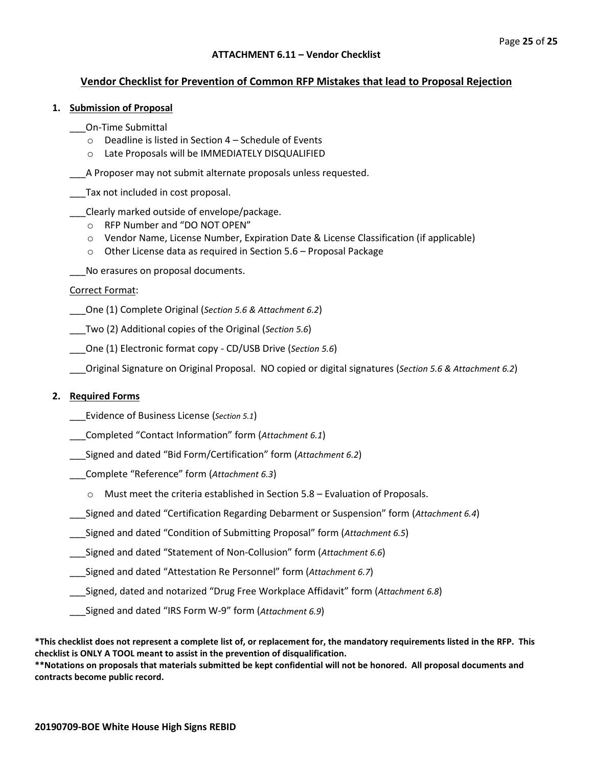## ATTACHMENT 6.11 – Vendor Checklist

### Vendor Checklist for Prevention of Common RFP Mistakes that lead to Proposal Rejection

1. **Submission of Proposal**

___On-Time Submittal

- Deadline is listed in Section 4 – Schedule of Events
- Late Proposals will be IMMEDIATELY DISQUALIFIED

___A Proposer may not submit alternate proposals unless requested.

___Tax not included in cost proposal.

___Clearly marked outside of envelope/package.

- RFP Number and "DO NOT OPEN"
- Vendor Name, License Number, Expiration Date & License Classification (if applicable)
- Other License data as required in Section 5.6 – Proposal Package

___No erasures on proposal documents.

Correct Format:

___One (1) Complete Original (*Section 5.6 & Attachment 6.2*)

___Two (2) Additional copies of the Original (*Section 5.6*)

___One (1) Electronic format copy - CD/USB Drive (*Section 5.6*)

___Original Signature on Original Proposal. NO copied or digital signatures (*Section 5.6 & Attachment 6.2*)

2. **Required Forms**

___Evidence of Business License (*Section 5.1*)

___Completed "Contact Information" form (*Attachment 6.1*)

___Signed and dated "Bid Form/Certification" form (*Attachment 6.2*)

___Complete "Reference" form (*Attachment 6.3*)

- Must meet the criteria established in Section 5.8 – Evaluation of Proposals.

___Signed and dated "Certification Regarding Debarment or Suspension" form (*Attachment 6.4*)

___Signed and dated "Condition of Submitting Proposal" form (*Attachment 6.5*)

___Signed and dated "Statement of Non-Collusion" form (*Attachment 6.6*)

___Signed and dated "Attestation Re Personnel" form (*Attachment 6.7*)

___Signed, dated and notarized "Drug Free Workplace Affidavit" form (*Attachment 6.8*)

___Signed and dated "IRS Form W-9" form (*Attachment 6.9*)

**\*This checklist does not represent a complete list of, or replacement for, the mandatory requirements listed in the RFP. This checklist is ONLY A TOOL meant to assist in the prevention of disqualification.**

**\*\*Notations on proposals that materials submitted be kept confidential will not be honored. All proposal documents and contracts become public record.**

**20190709-BOE White House High Signs REBID**